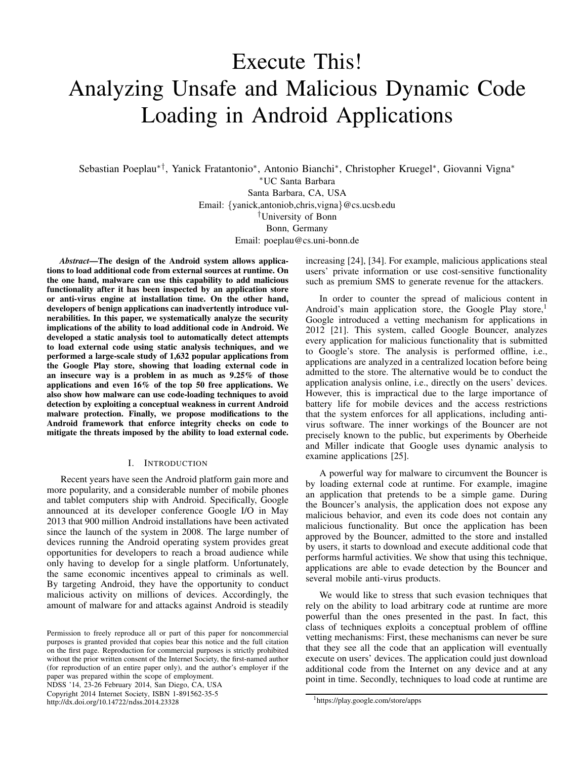# Execute This! Analyzing Unsafe and Malicious Dynamic Code Loading in Android Applications

Sebastian Poeplau[∗†], Yanick Fratantonio[∗], Antonio Bianchi[∗], Christopher Kruegel[∗], Giovanni Vigna[∗]

[∗]UC Santa Barbara
Santa Barbara, CA, USA
Email: {yanick,antoniob,chris,vigna}@cs.ucsb.edu

[†]University of Bonn
Bonn, Germany
Email: poeplau@cs.uni-bonn.de

***Abstract*—The design of the Android system allows applications to load additional code from external sources at runtime. On the one hand, malware can use this capability to add malicious functionality after it has been inspected by an application store or anti-virus engine at installation time. On the other hand, developers of benign applications can inadvertently introduce vulnerabilities. In this paper, we systematically analyze the security implications of the ability to load additional code in Android. We developed a static analysis tool to automatically detect attempts to load external code using static analysis techniques, and we performed a large-scale study of 1,632 popular applications from the Google Play store, showing that loading external code in an insecure way is a problem in as much as 9.25% of those applications and even 16% of the top 50 free applications. We also show how malware can use code-loading techniques to avoid detection by exploiting a conceptual weakness in current Android malware protection. Finally, we propose modifications to the Android framework that enforce integrity checks on code to mitigate the threats imposed by the ability to load external code.**

## I. Introduction

Recent years have seen the Android platform gain more and more popularity, and a considerable number of mobile phones and tablet computers ship with Android. Specifically, Google announced at its developer conference Google I/O in May 2013 that 900 million Android installations have been activated since the launch of the system in 2008. The large number of devices running the Android operating system provides great opportunities for developers to reach a broad audience while only having to develop for a single platform. Unfortunately, the same economic incentives appeal to criminals as well. By targeting Android, they have the opportunity to conduct malicious activity on millions of devices. Accordingly, the amount of malware for and attacks against Android is steadily increasing [24], [34]. For example, malicious applications steal users' private information or use cost-sensitive functionality such as premium SMS to generate revenue for the attackers.

In order to counter the spread of malicious content in Android's main application store, the Google Play store,[1] Google introduced a vetting mechanism for applications in 2012 [21]. This system, called Google Bouncer, analyzes every application for malicious functionality that is submitted to Google's store. The analysis is performed offline, i.e., applications are analyzed in a centralized location before being admitted to the store. The alternative would be to conduct the application analysis online, i.e., directly on the users' devices. However, this is impractical due to the large importance of battery life for mobile devices and the access restrictions that the system enforces for all applications, including anti-virus software. The inner workings of the Bouncer are not precisely known to the public, but experiments by Oberheide and Miller indicate that Google uses dynamic analysis to examine applications [25].

A powerful way for malware to circumvent the Bouncer is by loading external code at runtime. For example, imagine an application that pretends to be a simple game. During the Bouncer's analysis, the application does not expose any malicious behavior, and even its code does not contain any malicious functionality. But once the application has been approved by the Bouncer, admitted to the store and installed by users, it starts to download and execute additional code that performs harmful activities. We show that using this technique, applications are able to evade detection by the Bouncer and several mobile anti-virus products.

We would like to stress that such evasion techniques that rely on the ability to load arbitrary code at runtime are more powerful than the ones presented in the past. In fact, this class of techniques exploits a conceptual problem of offline vetting mechanisms: First, these mechanisms can never be sure that they see all the code that an application will eventually execute on users' devices. The application could just download additional code from the Internet on any device and at any point in time. Secondly, techniques to load code at runtime are

[1]https://play.google.com/store/apps

Permission to freely reproduce all or part of this paper for noncommercial purposes is granted provided that copies bear this notice and the full citation on the first page. Reproduction for commercial purposes is strictly prohibited without the prior written consent of the Internet Society, the first-named author (for reproduction of an entire paper only), and the author's employer if the paper was prepared within the scope of employment.
NDSS '14, 23-26 February 2014, San Diego, CA, USA
Copyright 2014 Internet Society, ISBN 1-891562-35-5
http://dx.doi.org/10.14722/ndss.2014.23328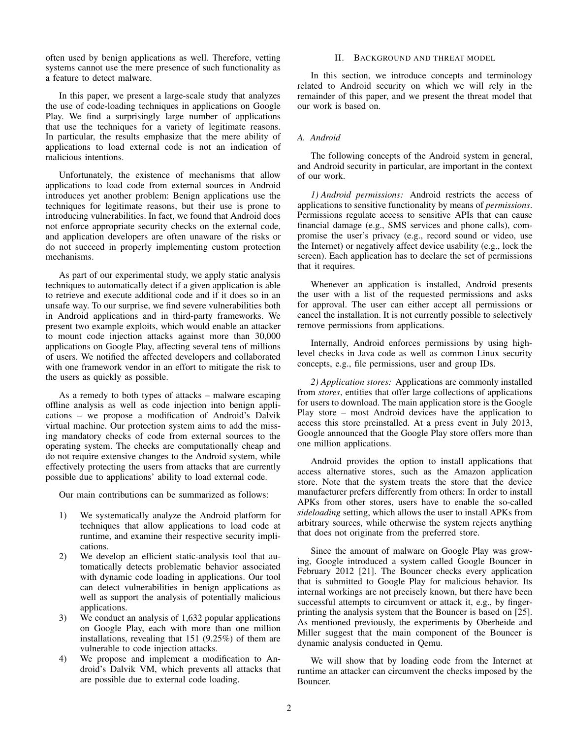often used by benign applications as well. Therefore, vetting systems cannot use the mere presence of such functionality as a feature to detect malware.

In this paper, we present a large-scale study that analyzes the use of code-loading techniques in applications on Google Play. We find a surprisingly large number of applications that use the techniques for a variety of legitimate reasons. In particular, the results emphasize that the mere ability of applications to load external code is not an indication of malicious intentions.

Unfortunately, the existence of mechanisms that allow applications to load code from external sources in Android introduces yet another problem: Benign applications use the techniques for legitimate reasons, but their use is prone to introducing vulnerabilities. In fact, we found that Android does not enforce appropriate security checks on the external code, and application developers are often unaware of the risks or do not succeed in properly implementing custom protection mechanisms.

As part of our experimental study, we apply static analysis techniques to automatically detect if a given application is able to retrieve and execute additional code and if it does so in an unsafe way. To our surprise, we find severe vulnerabilities both in Android applications and in third-party frameworks. We present two example exploits, which would enable an attacker to mount code injection attacks against more than 30,000 applications on Google Play, affecting several tens of millions of users. We notified the affected developers and collaborated with one framework vendor in an effort to mitigate the risk to the users as quickly as possible.

As a remedy to both types of attacks – malware escaping offline analysis as well as code injection into benign applications – we propose a modification of Android's Dalvik virtual machine. Our protection system aims to add the missing mandatory checks of code from external sources to the operating system. The checks are computationally cheap and do not require extensive changes to the Android system, while effectively protecting the users from attacks that are currently possible due to applications' ability to load external code.

Our main contributions can be summarized as follows:

1) We systematically analyze the Android platform for techniques that allow applications to load code at runtime, and examine their respective security implications.
2) We develop an efficient static-analysis tool that automatically detects problematic behavior associated with dynamic code loading in applications. Our tool can detect vulnerabilities in benign applications as well as support the analysis of potentially malicious applications.
3) We conduct an analysis of 1,632 popular applications on Google Play, each with more than one million installations, revealing that 151 (9.25%) of them are vulnerable to code injection attacks.
4) We propose and implement a modification to Android's Dalvik VM, which prevents all attacks that are possible due to external code loading.

## II. Background and Threat Model

In this section, we introduce concepts and terminology related to Android security on which we will rely in the remainder of this paper, and we present the threat model that our work is based on.

### A. Android

The following concepts of the Android system in general, and Android security in particular, are important in the context of our work.

*1) Android permissions:* Android restricts the access of applications to sensitive functionality by means of *permissions*. Permissions regulate access to sensitive APIs that can cause financial damage (e.g., SMS services and phone calls), compromise the user's privacy (e.g., record sound or video, use the Internet) or negatively affect device usability (e.g., lock the screen). Each application has to declare the set of permissions that it requires.

Whenever an application is installed, Android presents the user with a list of the requested permissions and asks for approval. The user can either accept all permissions or cancel the installation. It is not currently possible to selectively remove permissions from applications.

Internally, Android enforces permissions by using high-level checks in Java code as well as common Linux security concepts, e.g., file permissions, user and group IDs.

*2) Application stores:* Applications are commonly installed from *stores*, entities that offer large collections of applications for users to download. The main application store is the Google Play store – most Android devices have the application to access this store preinstalled. At a press event in July 2013, Google announced that the Google Play store offers more than one million applications.

Android provides the option to install applications that access alternative stores, such as the Amazon application store. Note that the system treats the store that the device manufacturer prefers differently from others: In order to install APKs from other stores, users have to enable the so-called *sideloading* setting, which allows the user to install APKs from arbitrary sources, while otherwise the system rejects anything that does not originate from the preferred store.

Since the amount of malware on Google Play was growing, Google introduced a system called Google Bouncer in February 2012 [21]. The Bouncer checks every application that is submitted to Google Play for malicious behavior. Its internal workings are not precisely known, but there have been successful attempts to circumvent or attack it, e.g., by fingerprinting the analysis system that the Bouncer is based on [25]. As mentioned previously, the experiments by Oberheide and Miller suggest that the main component of the Bouncer is dynamic analysis conducted in Qemu.

We will show that by loading code from the Internet at runtime an attacker can circumvent the checks imposed by the Bouncer.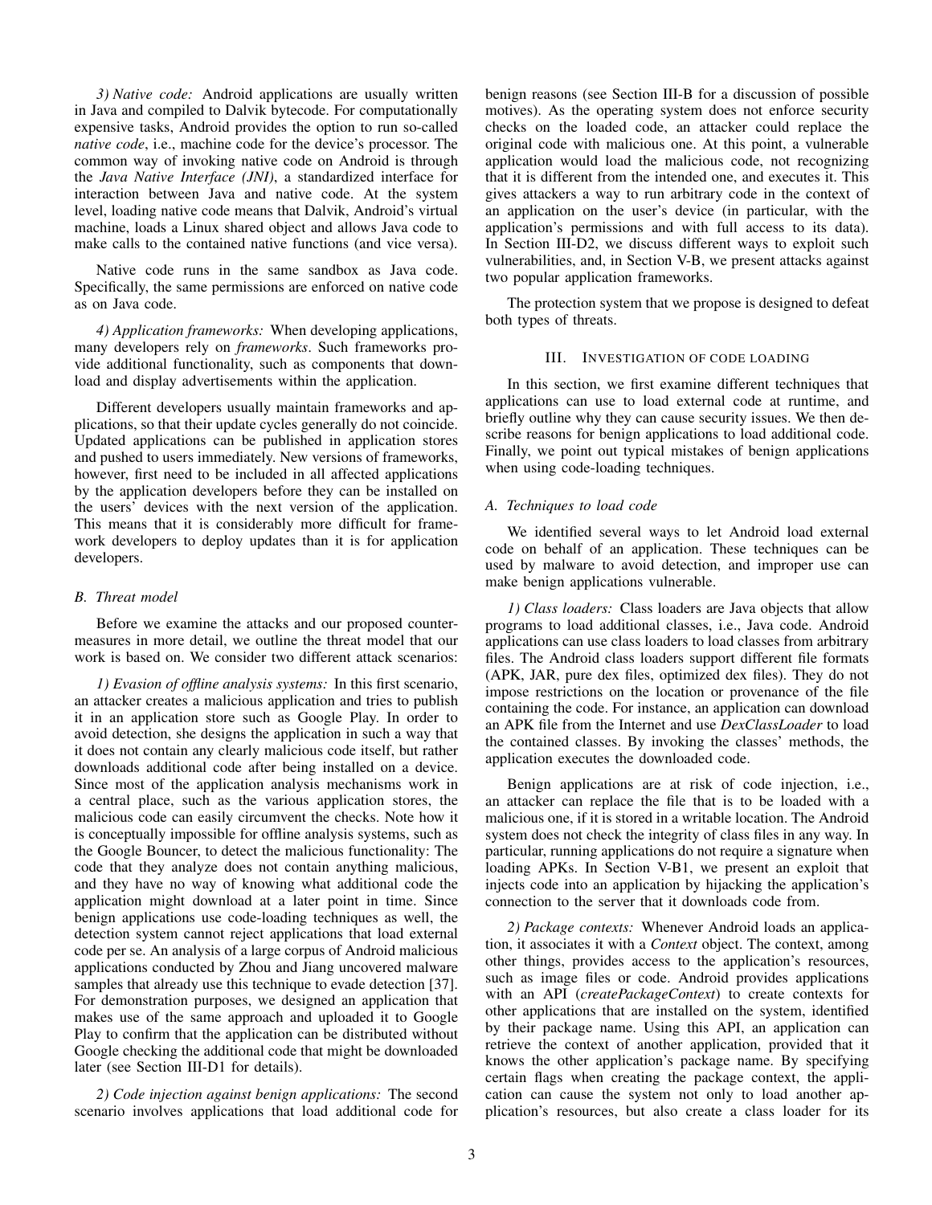*3) Native code:* Android applications are usually written in Java and compiled to Dalvik bytecode. For computationally expensive tasks, Android provides the option to run so-called *native code*, i.e., machine code for the device's processor. The common way of invoking native code on Android is through the *Java Native Interface (JNI)*, a standardized interface for interaction between Java and native code. At the system level, loading native code means that Dalvik, Android's virtual machine, loads a Linux shared object and allows Java code to make calls to the contained native functions (and vice versa).

Native code runs in the same sandbox as Java code. Specifically, the same permissions are enforced on native code as on Java code.

*4) Application frameworks:* When developing applications, many developers rely on *frameworks*. Such frameworks provide additional functionality, such as components that download and display advertisements within the application.

Different developers usually maintain frameworks and applications, so that their update cycles generally do not coincide. Updated applications can be published in application stores and pushed to users immediately. New versions of frameworks, however, first need to be included in all affected applications by the application developers before they can be installed on the users' devices with the next version of the application. This means that it is considerably more difficult for framework developers to deploy updates than it is for application developers.

### B. Threat model

Before we examine the attacks and our proposed countermeasures in more detail, we outline the threat model that our work is based on. We consider two different attack scenarios:

*1) Evasion of offline analysis systems:* In this first scenario, an attacker creates a malicious application and tries to publish it in an application store such as Google Play. In order to avoid detection, she designs the application in such a way that it does not contain any clearly malicious code itself, but rather downloads additional code after being installed on a device. Since most of the application analysis mechanisms work in a central place, such as the various application stores, the malicious code can easily circumvent the checks. Note how it is conceptually impossible for offline analysis systems, such as the Google Bouncer, to detect the malicious functionality: The code that they analyze does not contain anything malicious, and they have no way of knowing what additional code the application might download at a later point in time. Since benign applications use code-loading techniques as well, the detection system cannot reject applications that load external code per se. An analysis of a large corpus of Android malicious applications conducted by Zhou and Jiang uncovered malware samples that already use this technique to evade detection [37]. For demonstration purposes, we designed an application that makes use of the same approach and uploaded it to Google Play to confirm that the application can be distributed without Google checking the additional code that might be downloaded later (see Section III-D1 for details).

*2) Code injection against benign applications:* The second scenario involves applications that load additional code for benign reasons (see Section III-B for a discussion of possible motives). As the operating system does not enforce security checks on the loaded code, an attacker could replace the original code with malicious one. At this point, a vulnerable application would load the malicious code, not recognizing that it is different from the intended one, and executes it. This gives attackers a way to run arbitrary code in the context of an application on the user's device (in particular, with the application's permissions and with full access to its data). In Section III-D2, we discuss different ways to exploit such vulnerabilities, and, in Section V-B, we present attacks against two popular application frameworks.

The protection system that we propose is designed to defeat both types of threats.

## III. Investigation of code loading

In this section, we first examine different techniques that applications can use to load external code at runtime, and briefly outline why they can cause security issues. We then describe reasons for benign applications to load additional code. Finally, we point out typical mistakes of benign applications when using code-loading techniques.

### A. Techniques to load code

We identified several ways to let Android load external code on behalf of an application. These techniques can be used by malware to avoid detection, and improper use can make benign applications vulnerable.

*1) Class loaders:* Class loaders are Java objects that allow programs to load additional classes, i.e., Java code. Android applications can use class loaders to load classes from arbitrary files. The Android class loaders support different file formats (APK, JAR, pure dex files, optimized dex files). They do not impose restrictions on the location or provenance of the file containing the code. For instance, an application can download an APK file from the Internet and use *DexClassLoader* to load the contained classes. By invoking the classes' methods, the application executes the downloaded code.

Benign applications are at risk of code injection, i.e., an attacker can replace the file that is to be loaded with a malicious one, if it is stored in a writable location. The Android system does not check the integrity of class files in any way. In particular, running applications do not require a signature when loading APKs. In Section V-B1, we present an exploit that injects code into an application by hijacking the application's connection to the server that it downloads code from.

*2) Package contexts:* Whenever Android loads an application, it associates it with a *Context* object. The context, among other things, provides access to the application's resources, such as image files or code. Android provides applications with an API (*createPackageContext*) to create contexts for other applications that are installed on the system, identified by their package name. Using this API, an application can retrieve the context of another application, provided that it knows the other application's package name. By specifying certain flags when creating the package context, the application can cause the system not only to load another application's resources, but also create a class loader for its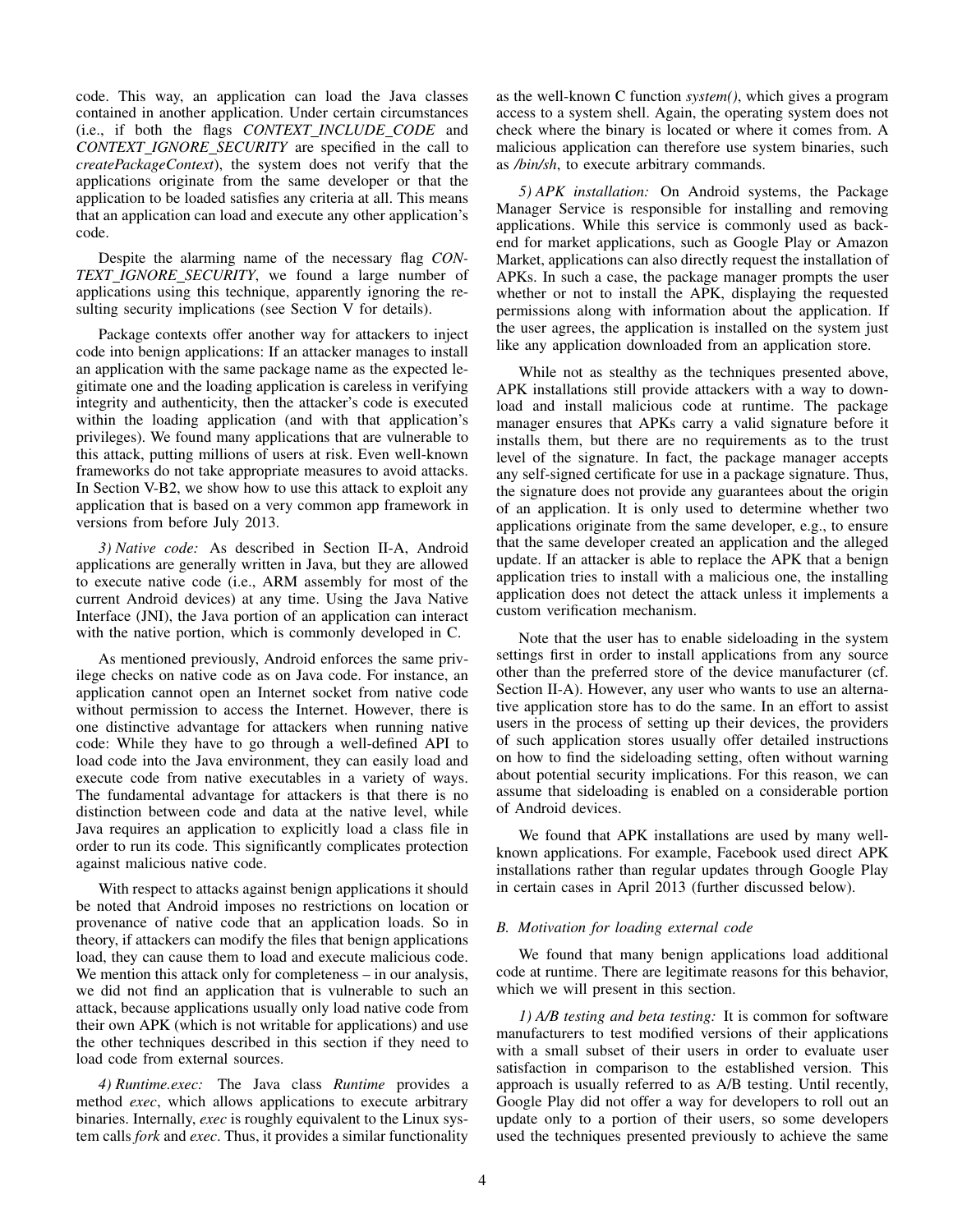code. This way, an application can load the Java classes contained in another application. Under certain circumstances (i.e., if both the flags *CONTEXT_INCLUDE_CODE* and *CONTEXT_IGNORE_SECURITY* are specified in the call to *createPackageContext*), the system does not verify that the applications originate from the same developer or that the application to be loaded satisfies any criteria at all. This means that an application can load and execute any other application's code.

Despite the alarming name of the necessary flag *CONTEXT_IGNORE_SECURITY*, we found a large number of applications using this technique, apparently ignoring the resulting security implications (see Section V for details).

Package contexts offer another way for attackers to inject code into benign applications: If an attacker manages to install an application with the same package name as the expected legitimate one and the loading application is careless in verifying integrity and authenticity, then the attacker's code is executed within the loading application (and with that application's privileges). We found many applications that are vulnerable to this attack, putting millions of users at risk. Even well-known frameworks do not take appropriate measures to avoid attacks. In Section V-B2, we show how to use this attack to exploit any application that is based on a very common app framework in versions from before July 2013.

*3) Native code:* As described in Section II-A, Android applications are generally written in Java, but they are allowed to execute native code (i.e., ARM assembly for most of the current Android devices) at any time. Using the Java Native Interface (JNI), the Java portion of an application can interact with the native portion, which is commonly developed in C.

As mentioned previously, Android enforces the same privilege checks on native code as on Java code. For instance, an application cannot open an Internet socket from native code without permission to access the Internet. However, there is one distinctive advantage for attackers when running native code: While they have to go through a well-defined API to load code into the Java environment, they can easily load and execute code from native executables in a variety of ways. The fundamental advantage for attackers is that there is no distinction between code and data at the native level, while Java requires an application to explicitly load a class file in order to run its code. This significantly complicates protection against malicious native code.

With respect to attacks against benign applications it should be noted that Android imposes no restrictions on location or provenance of native code that an application loads. So in theory, if attackers can modify the files that benign applications load, they can cause them to load and execute malicious code. We mention this attack only for completeness – in our analysis, we did not find an application that is vulnerable to such an attack, because applications usually only load native code from their own APK (which is not writable for applications) and use the other techniques described in this section if they need to load code from external sources.

*4) Runtime.exec:* The Java class *Runtime* provides a method *exec*, which allows applications to execute arbitrary binaries. Internally, *exec* is roughly equivalent to the Linux system calls *fork* and *exec*. Thus, it provides a similar functionality as the well-known C function *system()*, which gives a program access to a system shell. Again, the operating system does not check where the binary is located or where it comes from. A malicious application can therefore use system binaries, such as */bin/sh*, to execute arbitrary commands.

*5) APK installation:* On Android systems, the Package Manager Service is responsible for installing and removing applications. While this service is commonly used as back-end for market applications, such as Google Play or Amazon Market, applications can also directly request the installation of APKs. In such a case, the package manager prompts the user whether or not to install the APK, displaying the requested permissions along with information about the application. If the user agrees, the application is installed on the system just like any application downloaded from an application store.

While not as stealthy as the techniques presented above, APK installations still provide attackers with a way to download and install malicious code at runtime. The package manager ensures that APKs carry a valid signature before it installs them, but there are no requirements as to the trust level of the signature. In fact, the package manager accepts any self-signed certificate for use in a package signature. Thus, the signature does not provide any guarantees about the origin of an application. It is only used to determine whether two applications originate from the same developer, e.g., to ensure that the same developer created an application and the alleged update. If an attacker is able to replace the APK that a benign application tries to install with a malicious one, the installing application does not detect the attack unless it implements a custom verification mechanism.

Note that the user has to enable sideloading in the system settings first in order to install applications from any source other than the preferred store of the device manufacturer (cf. Section II-A). However, any user who wants to use an alternative application store has to do the same. In an effort to assist users in the process of setting up their devices, the providers of such application stores usually offer detailed instructions on how to find the sideloading setting, often without warning about potential security implications. For this reason, we can assume that sideloading is enabled on a considerable portion of Android devices.

We found that APK installations are used by many well-known applications. For example, Facebook used direct APK installations rather than regular updates through Google Play in certain cases in April 2013 (further discussed below).

### B. Motivation for loading external code

We found that many benign applications load additional code at runtime. There are legitimate reasons for this behavior, which we will present in this section.

*1) A/B testing and beta testing:* It is common for software manufacturers to test modified versions of their applications with a small subset of their users in order to evaluate user satisfaction in comparison to the established version. This approach is usually referred to as A/B testing. Until recently, Google Play did not offer a way for developers to roll out an update only to a portion of their users, so some developers used the techniques presented previously to achieve the same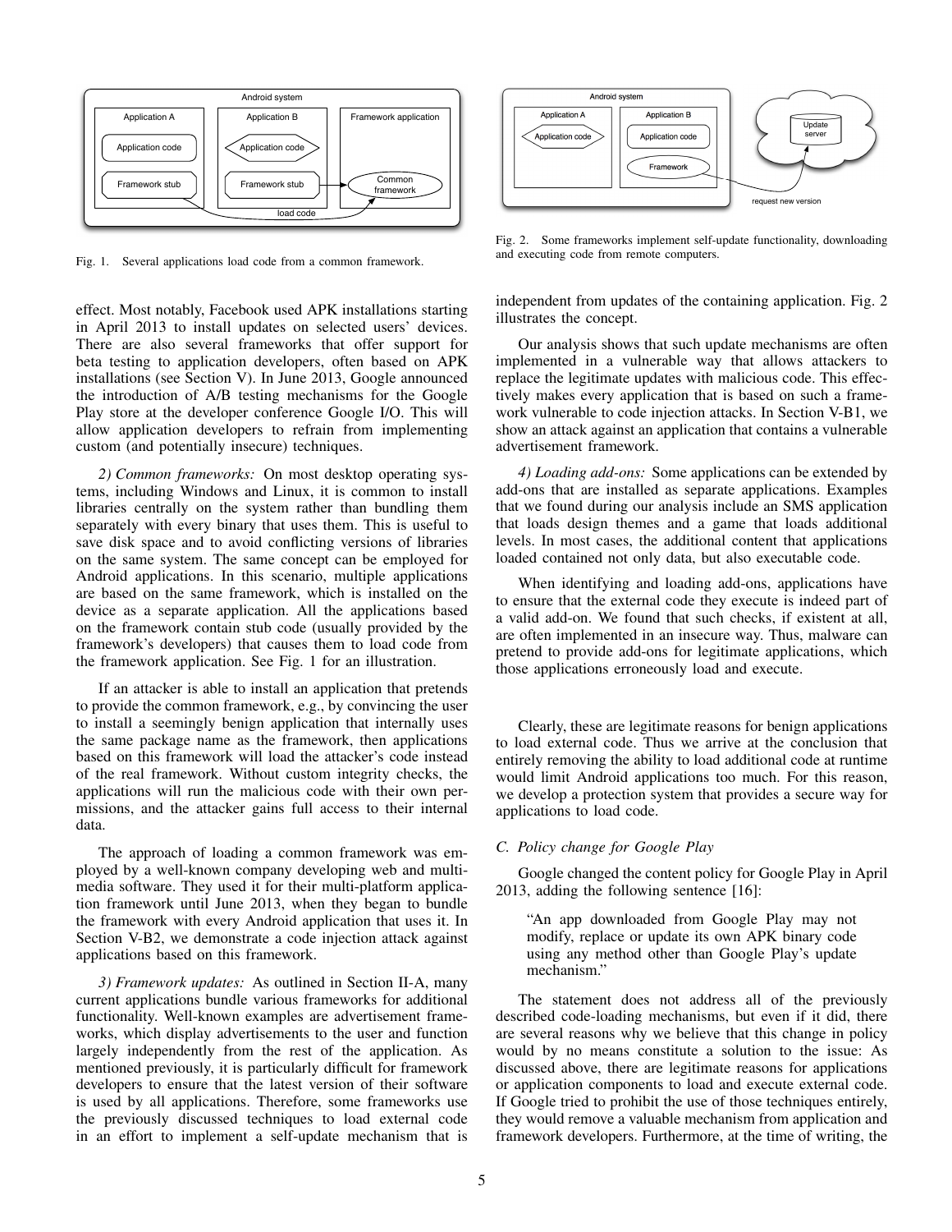Fig. 1. Several applications load code from a common framework.

Fig. 2. Some frameworks implement self-update functionality, downloading and executing code from remote computers.

effect. Most notably, Facebook used APK installations starting in April 2013 to install updates on selected users' devices. There are also several frameworks that offer support for beta testing to application developers, often based on APK installations (see Section V). In June 2013, Google announced the introduction of A/B testing mechanisms for the Google Play store at the developer conference Google I/O. This will allow application developers to refrain from implementing custom (and potentially insecure) techniques.

*2) Common frameworks:* On most desktop operating systems, including Windows and Linux, it is common to install libraries centrally on the system rather than bundling them separately with every binary that uses them. This is useful to save disk space and to avoid conflicting versions of libraries on the same system. The same concept can be employed for Android applications. In this scenario, multiple applications are based on the same framework, which is installed on the device as a separate application. All the applications based on the framework contain stub code (usually provided by the framework's developers) that causes them to load code from the framework application. See Fig. 1 for an illustration.

If an attacker is able to install an application that pretends to provide the common framework, e.g., by convincing the user to install a seemingly benign application that internally uses the same package name as the framework, then applications based on this framework will load the attacker's code instead of the real framework. Without custom integrity checks, the applications will run the malicious code with their own permissions, and the attacker gains full access to their internal data.

The approach of loading a common framework was employed by a well-known company developing web and multimedia software. They used it for their multi-platform application framework until June 2013, when they began to bundle the framework with every Android application that uses it. In Section V-B2, we demonstrate a code injection attack against applications based on this framework.

*3) Framework updates:* As outlined in Section II-A, many current applications bundle various frameworks for additional functionality. Well-known examples are advertisement frameworks, which display advertisements to the user and function largely independently from the rest of the application. As mentioned previously, it is particularly difficult for framework developers to ensure that the latest version of their software is used by all applications. Therefore, some frameworks use the previously discussed techniques to load external code in an effort to implement a self-update mechanism that is independent from updates of the containing application. Fig. 2 illustrates the concept.

Our analysis shows that such update mechanisms are often implemented in a vulnerable way that allows attackers to replace the legitimate updates with malicious code. This effectively makes every application that is based on such a framework vulnerable to code injection attacks. In Section V-B1, we show an attack against an application that contains a vulnerable advertisement framework.

*4) Loading add-ons:* Some applications can be extended by add-ons that are installed as separate applications. Examples that we found during our analysis include an SMS application that loads design themes and a game that loads additional levels. In most cases, the additional content that applications loaded contained not only data, but also executable code.

When identifying and loading add-ons, applications have to ensure that the external code they execute is indeed part of a valid add-on. We found that such checks, if existent at all, are often implemented in an insecure way. Thus, malware can pretend to provide add-ons for legitimate applications, which those applications erroneously load and execute.

Clearly, these are legitimate reasons for benign applications to load external code. Thus we arrive at the conclusion that entirely removing the ability to load additional code at runtime would limit Android applications too much. For this reason, we develop a protection system that provides a secure way for applications to load code.

### C. Policy change for Google Play

Google changed the content policy for Google Play in April 2013, adding the following sentence [16]:

> "An app downloaded from Google Play may not modify, replace or update its own APK binary code using any method other than Google Play's update mechanism."

The statement does not address all of the previously described code-loading mechanisms, but even if it did, there are several reasons why we believe that this change in policy would by no means constitute a solution to the issue: As discussed above, there are legitimate reasons for applications or application components to load and execute external code. If Google tried to prohibit the use of those techniques entirely, they would remove a valuable mechanism from application and framework developers. Furthermore, at the time of writing, the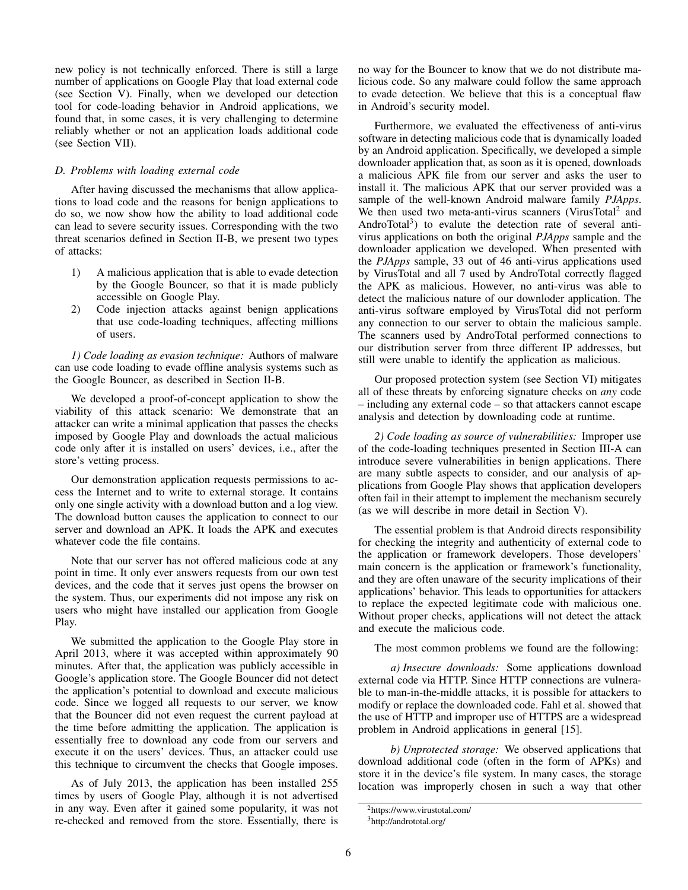new policy is not technically enforced. There is still a large number of applications on Google Play that load external code (see Section V). Finally, when we developed our detection tool for code-loading behavior in Android applications, we found that, in some cases, it is very challenging to determine reliably whether or not an application loads additional code (see Section VII).

### D. Problems with loading external code

After having discussed the mechanisms that allow applications to load code and the reasons for benign applications to do so, we now show how the ability to load additional code can lead to severe security issues. Corresponding with the two threat scenarios defined in Section II-B, we present two types of attacks:

1) A malicious application that is able to evade detection by the Google Bouncer, so that it is made publicly accessible on Google Play.
2) Code injection attacks against benign applications that use code-loading techniques, affecting millions of users.

*1) Code loading as evasion technique:* Authors of malware can use code loading to evade offline analysis systems such as the Google Bouncer, as described in Section II-B.

We developed a proof-of-concept application to show the viability of this attack scenario: We demonstrate that an attacker can write a minimal application that passes the checks imposed by Google Play and downloads the actual malicious code only after it is installed on users' devices, i.e., after the store's vetting process.

Our demonstration application requests permissions to access the Internet and to write to external storage. It contains only one single activity with a download button and a log view. The download button causes the application to connect to our server and download an APK. It loads the APK and executes whatever code the file contains.

Note that our server has not offered malicious code at any point in time. It only ever answers requests from our own test devices, and the code that it serves just opens the browser on the system. Thus, our experiments did not impose any risk on users who might have installed our application from Google Play.

We submitted the application to the Google Play store in April 2013, where it was accepted within approximately 90 minutes. After that, the application was publicly accessible in Google's application store. The Google Bouncer did not detect the application's potential to download and execute malicious code. Since we logged all requests to our server, we know that the Bouncer did not even request the current payload at the time before admitting the application. The application is essentially free to download any code from our servers and execute it on the users' devices. Thus, an attacker could use this technique to circumvent the checks that Google imposes.

As of July 2013, the application has been installed 255 times by users of Google Play, although it is not advertised in any way. Even after it gained some popularity, it was not re-checked and removed from the store. Essentially, there is no way for the Bouncer to know that we do not distribute malicious code. So any malware could follow the same approach to evade detection. We believe that this is a conceptual flaw in Android's security model.

Furthermore, we evaluated the effectiveness of anti-virus software in detecting malicious code that is dynamically loaded by an Android application. Specifically, we developed a simple downloader application that, as soon as it is opened, downloads a malicious APK file from our server and asks the user to install it. The malicious APK that our server provided was a sample of the well-known Android malware family *PJApps*. We then used two meta-anti-virus scanners (VirusTotal[2] and AndroTotal[3]) to evalute the detection rate of several anti-virus applications on both the original *PJApps* sample and the downloader application we developed. When presented with the *PJApps* sample, 33 out of 46 anti-virus applications used by VirusTotal and all 7 used by AndroTotal correctly flagged the APK as malicious. However, no anti-virus was able to detect the malicious nature of our downloder application. The anti-virus software employed by VirusTotal did not perform any connection to our server to obtain the malicious sample. The scanners used by AndroTotal performed connections to our distribution server from three different IP addresses, but still were unable to identify the application as malicious.

Our proposed protection system (see Section VI) mitigates all of these threats by enforcing signature checks on *any* code – including any external code – so that attackers cannot escape analysis and detection by downloading code at runtime.

*2) Code loading as source of vulnerabilities:* Improper use of the code-loading techniques presented in Section III-A can introduce severe vulnerabilities in benign applications. There are many subtle aspects to consider, and our analysis of applications from Google Play shows that application developers often fail in their attempt to implement the mechanism securely (as we will describe in more detail in Section V).

The essential problem is that Android directs responsibility for checking the integrity and authenticity of external code to the application or framework developers. Those developers' main concern is the application or framework's functionality, and they are often unaware of the security implications of their applications' behavior. This leads to opportunities for attackers to replace the expected legitimate code with malicious one. Without proper checks, applications will not detect the attack and execute the malicious code.

The most common problems we found are the following:

*a) Insecure downloads:* Some applications download external code via HTTP. Since HTTP connections are vulnerable to man-in-the-middle attacks, it is possible for attackers to modify or replace the downloaded code. Fahl et al. showed that the use of HTTP and improper use of HTTPS are a widespread problem in Android applications in general [15].

*b) Unprotected storage:* We observed applications that download additional code (often in the form of APKs) and store it in the device's file system. In many cases, the storage location was improperly chosen in such a way that other

[2] https://www.virustotal.com/

[3] http://andrototal.org/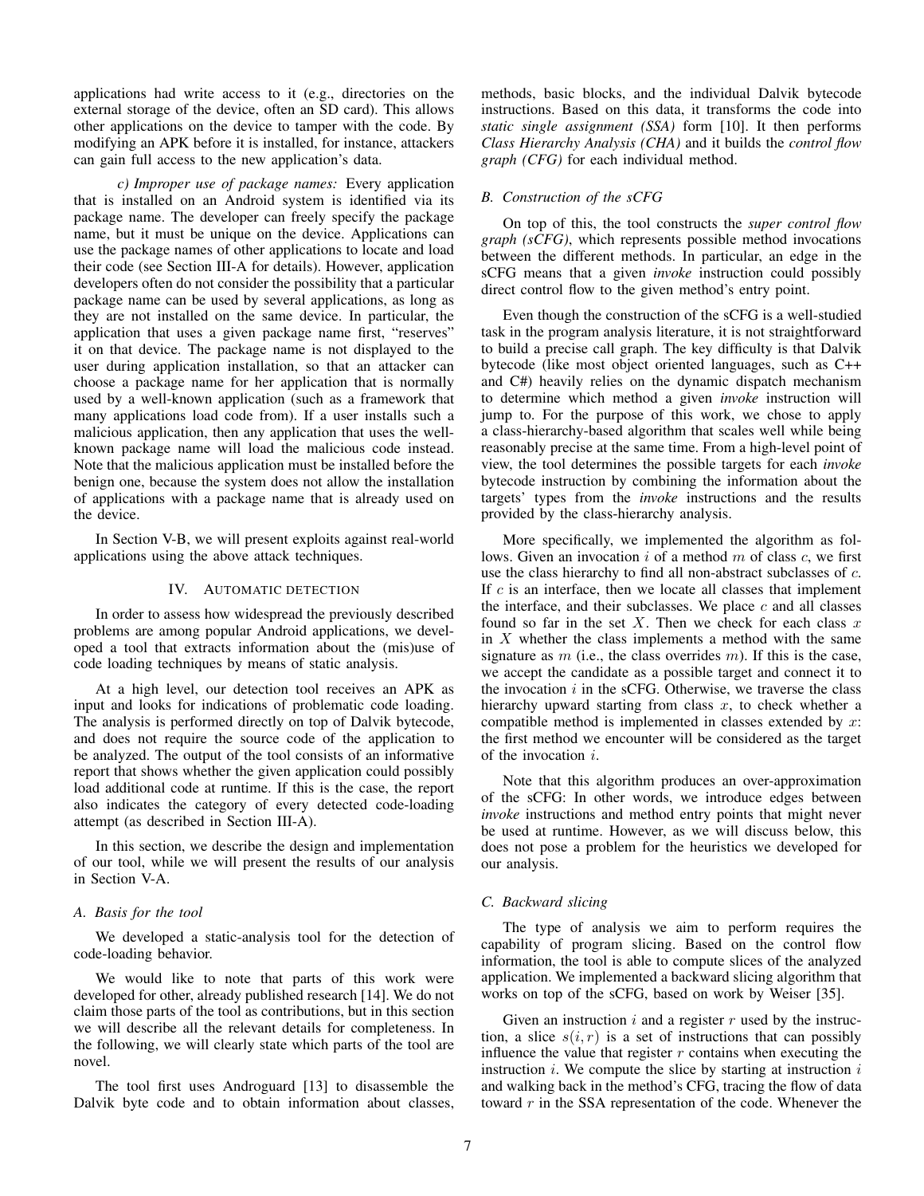applications had write access to it (e.g., directories on the external storage of the device, often an SD card). This allows other applications on the device to tamper with the code. By modifying an APK before it is installed, for instance, attackers can gain full access to the new application's data.

*c) Improper use of package names:* Every application that is installed on an Android system is identified via its package name. The developer can freely specify the package name, but it must be unique on the device. Applications can use the package names of other applications to locate and load their code (see Section III-A for details). However, application developers often do not consider the possibility that a particular package name can be used by several applications, as long as they are not installed on the same device. In particular, the application that uses a given package name first, "reserves" it on that device. The package name is not displayed to the user during application installation, so that an attacker can choose a package name for her application that is normally used by a well-known application (such as a framework that many applications load code from). If a user installs such a malicious application, then any application that uses the well-known package name will load the malicious code instead. Note that the malicious application must be installed before the benign one, because the system does not allow the installation of applications with a package name that is already used on the device.

In Section V-B, we will present exploits against real-world applications using the above attack techniques.

## IV. Automatic detection

In order to assess how widespread the previously described problems are among popular Android applications, we developed a tool that extracts information about the (mis)use of code loading techniques by means of static analysis.

At a high level, our detection tool receives an APK as input and looks for indications of problematic code loading. The analysis is performed directly on top of Dalvik bytecode, and does not require the source code of the application to be analyzed. The output of the tool consists of an informative report that shows whether the given application could possibly load additional code at runtime. If this is the case, the report also indicates the category of every detected code-loading attempt (as described in Section III-A).

In this section, we describe the design and implementation of our tool, while we will present the results of our analysis in Section V-A.

### A. Basis for the tool

We developed a static-analysis tool for the detection of code-loading behavior.

We would like to note that parts of this work were developed for other, already published research [14]. We do not claim those parts of the tool as contributions, but in this section we will describe all the relevant details for completeness. In the following, we will clearly state which parts of the tool are novel.

The tool first uses Androguard [13] to disassemble the Dalvik byte code and to obtain information about classes, methods, basic blocks, and the individual Dalvik bytecode instructions. Based on this data, it transforms the code into *static single assignment (SSA)* form [10]. It then performs *Class Hierarchy Analysis (CHA)* and it builds the *control flow graph (CFG)* for each individual method.

### B. Construction of the sCFG

On top of this, the tool constructs the *super control flow graph (sCFG)*, which represents possible method invocations between the different methods. In particular, an edge in the sCFG means that a given *invoke* instruction could possibly direct control flow to the given method's entry point.

Even though the construction of the sCFG is a well-studied task in the program analysis literature, it is not straightforward to build a precise call graph. The key difficulty is that Dalvik bytecode (like most object oriented languages, such as C++ and C#) heavily relies on the dynamic dispatch mechanism to determine which method a given *invoke* instruction will jump to. For the purpose of this work, we chose to apply a class-hierarchy-based algorithm that scales well while being reasonably precise at the same time. From a high-level point of view, the tool determines the possible targets for each *invoke* bytecode instruction by combining the information about the targets' types from the *invoke* instructions and the results provided by the class-hierarchy analysis.

More specifically, we implemented the algorithm as follows. Given an invocation $i$ of a method $m$ of class $c$, we first use the class hierarchy to find all non-abstract subclasses of $c$. If $c$ is an interface, then we locate all classes that implement the interface, and their subclasses. We place $c$ and all classes found so far in the set $X$. Then we check for each class $x$ in $X$ whether the class implements a method with the same signature as $m$ (i.e., the class overrides $m$). If this is the case, we accept the candidate as a possible target and connect it to the invocation $i$ in the sCFG. Otherwise, we traverse the class hierarchy upward starting from class $x$, to check whether a compatible method is implemented in classes extended by $x$: the first method we encounter will be considered as the target of the invocation $i$.

Note that this algorithm produces an over-approximation of the sCFG: In other words, we introduce edges between *invoke* instructions and method entry points that might never be used at runtime. However, as we will discuss below, this does not pose a problem for the heuristics we developed for our analysis.

### C. Backward slicing

The type of analysis we aim to perform requires the capability of program slicing. Based on the control flow information, the tool is able to compute slices of the analyzed application. We implemented a backward slicing algorithm that works on top of the sCFG, based on work by Weiser [35].

Given an instruction $i$ and a register $r$ used by the instruction, a slice $s(i, r)$ is a set of instructions that can possibly influence the value that register $r$ contains when executing the instruction $i$. We compute the slice by starting at instruction $i$ and walking back in the method's CFG, tracing the flow of data toward $r$ in the SSA representation of the code. Whenever the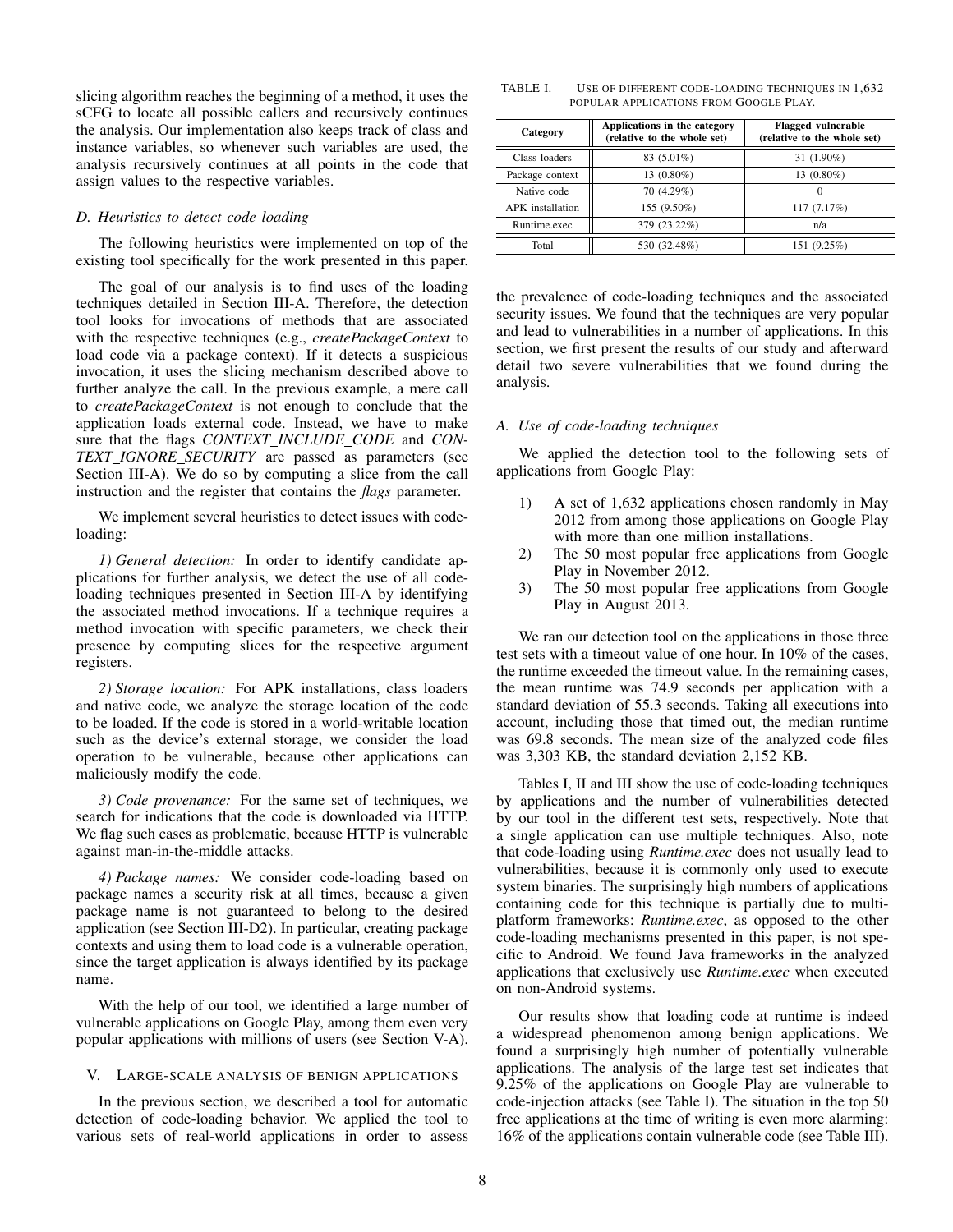slicing algorithm reaches the beginning of a method, it uses the sCFG to locate all possible callers and recursively continues the analysis. Our implementation also keeps track of class and instance variables, so whenever such variables are used, the analysis recursively continues at all points in the code that assign values to the respective variables.

### *D. Heuristics to detect code loading*

The following heuristics were implemented on top of the existing tool specifically for the work presented in this paper.

The goal of our analysis is to find uses of the loading techniques detailed in Section III-A. Therefore, the detection tool looks for invocations of methods that are associated with the respective techniques (e.g., *createPackageContext* to load code via a package context). If it detects a suspicious invocation, it uses the slicing mechanism described above to further analyze the call. In the previous example, a mere call to *createPackageContext* is not enough to conclude that the application loads external code. Instead, we have to make sure that the flags *CONTEXT_INCLUDE_CODE* and *CONTEXT_IGNORE_SECURITY* are passed as parameters (see Section III-A). We do so by computing a slice from the call instruction and the register that contains the *flags* parameter.

We implement several heuristics to detect issues with code-loading:

*1) General detection:* In order to identify candidate applications for further analysis, we detect the use of all code-loading techniques presented in Section III-A by identifying the associated method invocations. If a technique requires a method invocation with specific parameters, we check their presence by computing slices for the respective argument registers.

*2) Storage location:* For APK installations, class loaders and native code, we analyze the storage location of the code to be loaded. If the code is stored in a world-writable location such as the device's external storage, we consider the load operation to be vulnerable, because other applications can maliciously modify the code.

*3) Code provenance:* For the same set of techniques, we search for indications that the code is downloaded via HTTP. We flag such cases as problematic, because HTTP is vulnerable against man-in-the-middle attacks.

*4) Package names:* We consider code-loading based on package names a security risk at all times, because a given package name is not guaranteed to belong to the desired application (see Section III-D2). In particular, creating package contexts and using them to load code is a vulnerable operation, since the target application is always identified by its package name.

With the help of our tool, we identified a large number of vulnerable applications on Google Play, among them even very popular applications with millions of users (see Section V-A).

## V. Large-scale analysis of benign applications

In the previous section, we described a tool for automatic detection of code-loading behavior. We applied the tool to various sets of real-world applications in order to assess the prevalence of code-loading techniques and the associated security issues. We found that the techniques are very popular and lead to vulnerabilities in a number of applications. In this section, we first present the results of our study and afterward detail two severe vulnerabilities that we found during the analysis.

TABLE I. Use of different code-loading techniques in 1,632 popular applications from Google Play.

| Category | Applications in the category (relative to the whole set) | Flagged vulnerable (relative to the whole set) |
|---|---|---|
| Class loaders | 83 (5.01%) | 31 (1.90%) |
| Package context | 13 (0.80%) | 13 (0.80%) |
| Native code | 70 (4.29%) | 0 |
| APK installation | 155 (9.50%) | 117 (7.17%) |
| Runtime.exec | 379 (23.22%) | n/a |
| Total | 530 (32.48%) | 151 (9.25%) |

### *A. Use of code-loading techniques*

We applied the detection tool to the following sets of applications from Google Play:

1) A set of 1,632 applications chosen randomly in May 2012 from among those applications on Google Play with more than one million installations.
2) The 50 most popular free applications from Google Play in November 2012.
3) The 50 most popular free applications from Google Play in August 2013.

We ran our detection tool on the applications in those three test sets with a timeout value of one hour. In 10% of the cases, the runtime exceeded the timeout value. In the remaining cases, the mean runtime was 74.9 seconds per application with a standard deviation of 55.3 seconds. Taking all executions into account, including those that timed out, the median runtime was 69.8 seconds. The mean size of the analyzed code files was 3,303 KB, the standard deviation 2,152 KB.

Tables I, II and III show the use of code-loading techniques by applications and the number of vulnerabilities detected by our tool in the different test sets, respectively. Note that a single application can use multiple techniques. Also, note that code-loading using *Runtime.exec* does not usually lead to vulnerabilities, because it is commonly only used to execute system binaries. The surprisingly high numbers of applications containing code for this technique is partially due to multi-platform frameworks: *Runtime.exec*, as opposed to the other code-loading mechanisms presented in this paper, is not specific to Android. We found Java frameworks in the analyzed applications that exclusively use *Runtime.exec* when executed on non-Android systems.

Our results show that loading code at runtime is indeed a widespread phenomenon among benign applications. We found a surprisingly high number of potentially vulnerable applications. The analysis of the large test set indicates that 9.25% of the applications on Google Play are vulnerable to code-injection attacks (see Table I). The situation in the top 50 free applications at the time of writing is even more alarming: 16% of the applications contain vulnerable code (see Table III).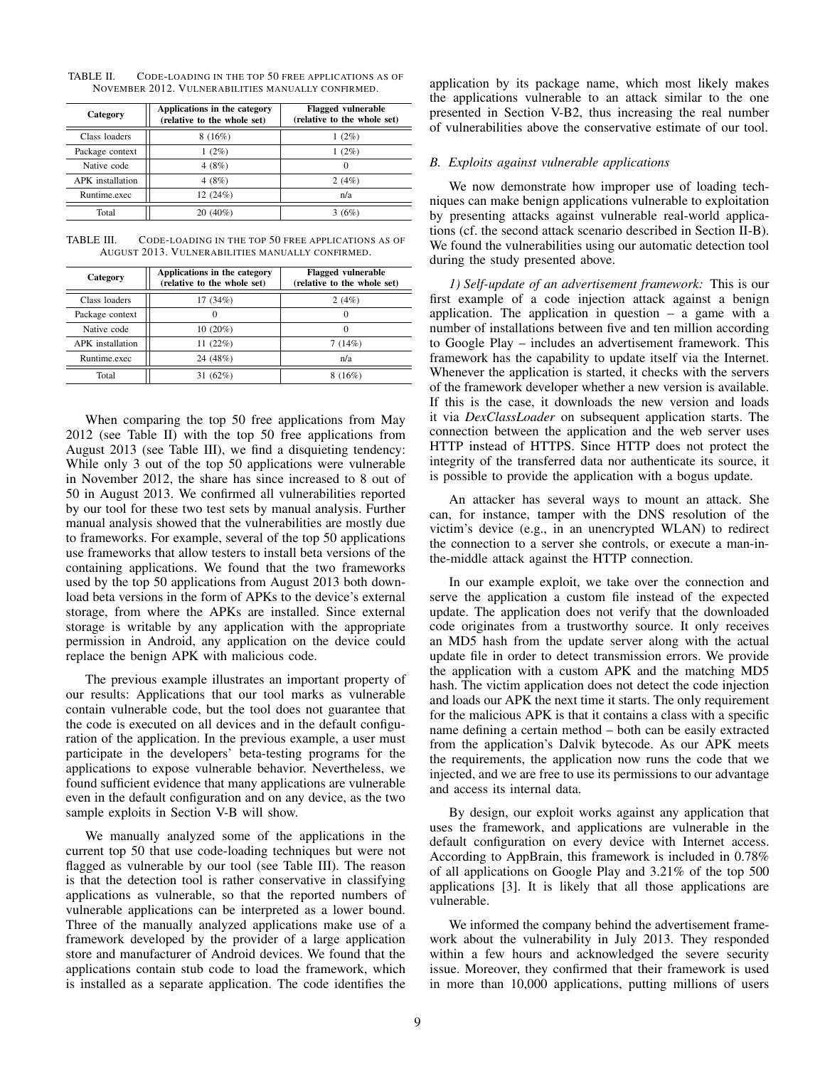TABLE II. Code-loading in the top 50 free applications as of November 2012. Vulnerabilities manually confirmed.

| Category | Applications in the category (relative to the whole set) | Flagged vulnerable (relative to the whole set) |
|---|---|---|
| Class loaders | 8 (16%) | 1 (2%) |
| Package context | 1 (2%) | 1 (2%) |
| Native code | 4 (8%) | 0 |
| APK installation | 4 (8%) | 2 (4%) |
| Runtime.exec | 12 (24%) | n/a |
| Total | 20 (40%) | 3 (6%) |

TABLE III. Code-loading in the top 50 free applications as of August 2013. Vulnerabilities manually confirmed.

| Category | Applications in the category (relative to the whole set) | Flagged vulnerable (relative to the whole set) |
|---|---|---|
| Class loaders | 17 (34%) | 2 (4%) |
| Package context | 0 | 0 |
| Native code | 10 (20%) | 0 |
| APK installation | 11 (22%) | 7 (14%) |
| Runtime.exec | 24 (48%) | n/a |
| Total | 31 (62%) | 8 (16%) |

When comparing the top 50 free applications from May 2012 (see Table II) with the top 50 free applications from August 2013 (see Table III), we find a disquieting tendency: While only 3 out of the top 50 applications were vulnerable in November 2012, the share has since increased to 8 out of 50 in August 2013. We confirmed all vulnerabilities reported by our tool for these two test sets by manual analysis. Further manual analysis showed that the vulnerabilities are mostly due to frameworks. For example, several of the top 50 applications use frameworks that allow testers to install beta versions of the containing applications. We found that the two frameworks used by the top 50 applications from August 2013 both download beta versions in the form of APKs to the device's external storage, from where the APKs are installed. Since external storage is writable by any application with the appropriate permission in Android, any application on the device could replace the benign APK with malicious code.

The previous example illustrates an important property of our results: Applications that our tool marks as vulnerable contain vulnerable code, but the tool does not guarantee that the code is executed on all devices and in the default configuration of the application. In the previous example, a user must participate in the developers' beta-testing programs for the applications to expose vulnerable behavior. Nevertheless, we found sufficient evidence that many applications are vulnerable even in the default configuration and on any device, as the two sample exploits in Section V-B will show.

We manually analyzed some of the applications in the current top 50 that use code-loading techniques but were not flagged as vulnerable by our tool (see Table III). The reason is that the detection tool is rather conservative in classifying applications as vulnerable, so that the reported numbers of vulnerable applications can be interpreted as a lower bound. Three of the manually analyzed applications make use of a framework developed by the provider of a large application store and manufacturer of Android devices. We found that the applications contain stub code to load the framework, which is installed as a separate application. The code identifies the application by its package name, which most likely makes the applications vulnerable to an attack similar to the one presented in Section V-B2, thus increasing the real number of vulnerabilities above the conservative estimate of our tool.

### B. Exploits against vulnerable applications

We now demonstrate how improper use of loading techniques can make benign applications vulnerable to exploitation by presenting attacks against vulnerable real-world applications (cf. the second attack scenario described in Section II-B). We found the vulnerabilities using our automatic detection tool during the study presented above.

*1) Self-update of an advertisement framework:* This is our first example of a code injection attack against a benign application. The application in question – a game with a number of installations between five and ten million according to Google Play – includes an advertisement framework. This framework has the capability to update itself via the Internet. Whenever the application is started, it checks with the servers of the framework developer whether a new version is available. If this is the case, it downloads the new version and loads it via *DexClassLoader* on subsequent application starts. The connection between the application and the web server uses HTTP instead of HTTPS. Since HTTP does not protect the integrity of the transferred data nor authenticate its source, it is possible to provide the application with a bogus update.

An attacker has several ways to mount an attack. She can, for instance, tamper with the DNS resolution of the victim's device (e.g., in an unencrypted WLAN) to redirect the connection to a server she controls, or execute a man-in-the-middle attack against the HTTP connection.

In our example exploit, we take over the connection and serve the application a custom file instead of the expected update. The application does not verify that the downloaded code originates from a trustworthy source. It only receives an MD5 hash from the update server along with the actual update file in order to detect transmission errors. We provide the application with a custom APK and the matching MD5 hash. The victim application does not detect the code injection and loads our APK the next time it starts. The only requirement for the malicious APK is that it contains a class with a specific name defining a certain method – both can be easily extracted from the application's Dalvik bytecode. As our APK meets the requirements, the application now runs the code that we injected, and we are free to use its permissions to our advantage and access its internal data.

By design, our exploit works against any application that uses the framework, and applications are vulnerable in the default configuration on every device with Internet access. According to AppBrain, this framework is included in 0.78% of all applications on Google Play and 3.21% of the top 500 applications [3]. It is likely that all those applications are vulnerable.

We informed the company behind the advertisement framework about the vulnerability in July 2013. They responded within a few hours and acknowledged the severe security issue. Moreover, they confirmed that their framework is used in more than 10,000 applications, putting millions of users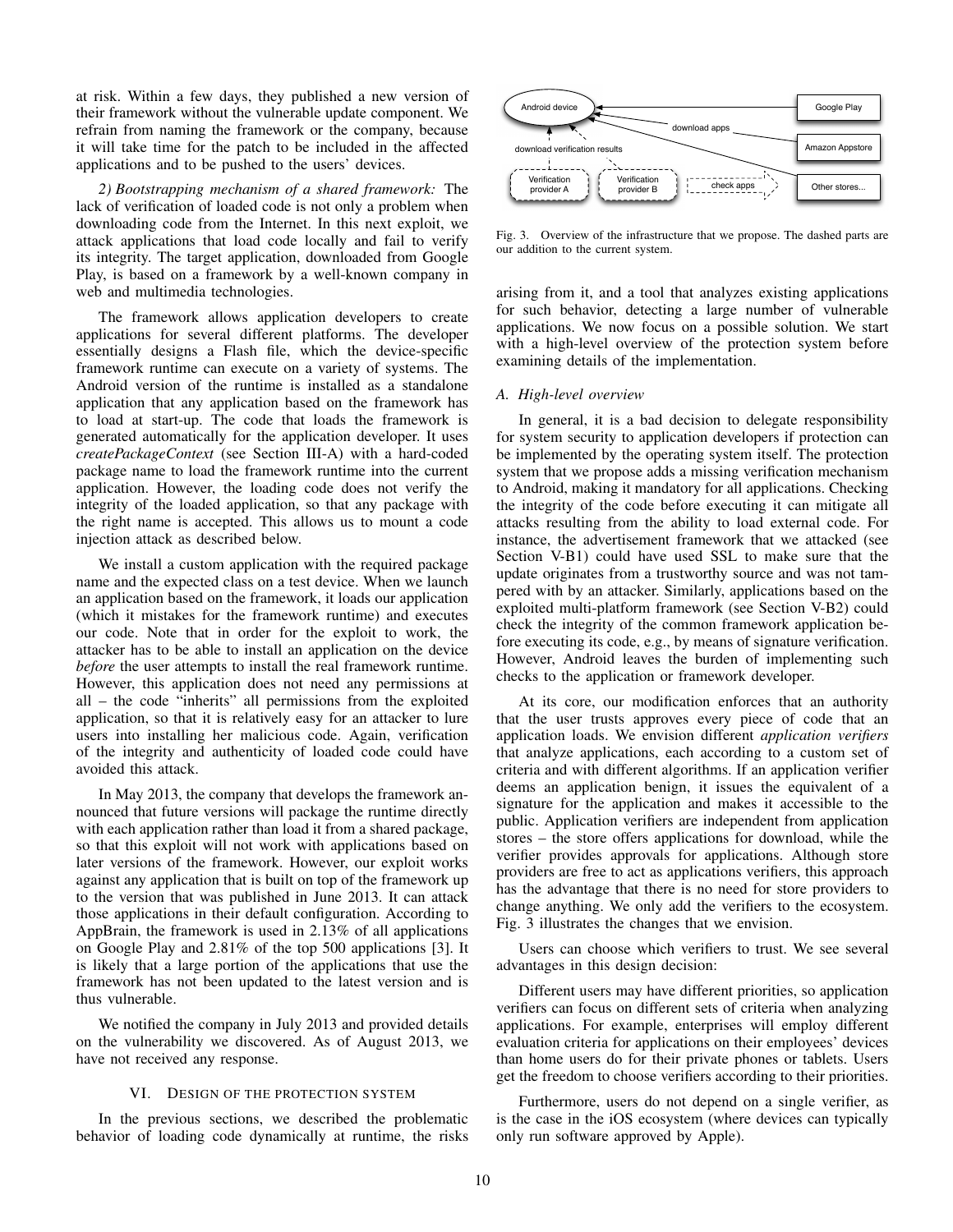at risk. Within a few days, they published a new version of their framework without the vulnerable update component. We refrain from naming the framework or the company, because it will take time for the patch to be included in the affected applications and to be pushed to the users' devices.

*2) Bootstrapping mechanism of a shared framework:* The lack of verification of loaded code is not only a problem when downloading code from the Internet. In this next exploit, we attack applications that load code locally and fail to verify its integrity. The target application, downloaded from Google Play, is based on a framework by a well-known company in web and multimedia technologies.

The framework allows application developers to create applications for several different platforms. The developer essentially designs a Flash file, which the device-specific framework runtime can execute on a variety of systems. The Android version of the runtime is installed as a standalone application that any application based on the framework has to load at start-up. The code that loads the framework is generated automatically for the application developer. It uses *createPackageContext* (see Section III-A) with a hard-coded package name to load the framework runtime into the current application. However, the loading code does not verify the integrity of the loaded application, so that any package with the right name is accepted. This allows us to mount a code injection attack as described below.

We install a custom application with the required package name and the expected class on a test device. When we launch an application based on the framework, it loads our application (which it mistakes for the framework runtime) and executes our code. Note that in order for the exploit to work, the attacker has to be able to install an application on the device *before* the user attempts to install the real framework runtime. However, this application does not need any permissions at all – the code "inherits" all permissions from the exploited application, so that it is relatively easy for an attacker to lure users into installing her malicious code. Again, verification of the integrity and authenticity of loaded code could have avoided this attack.

In May 2013, the company that develops the framework announced that future versions will package the runtime directly with each application rather than load it from a shared package, so that this exploit will not work with applications based on later versions of the framework. However, our exploit works against any application that is built on top of the framework up to the version that was published in June 2013. It can attack those applications in their default configuration. According to AppBrain, the framework is used in 2.13% of all applications on Google Play and 2.81% of the top 500 applications [3]. It is likely that a large portion of the applications that use the framework has not been updated to the latest version and is thus vulnerable.

We notified the company in July 2013 and provided details on the vulnerability we discovered. As of August 2013, we have not received any response.

## VI. Design of the protection system

In the previous sections, we described the problematic behavior of loading code dynamically at runtime, the risks arising from it, and a tool that analyzes existing applications for such behavior, detecting a large number of vulnerable applications. We now focus on a possible solution. We start with a high-level overview of the protection system before examining details of the implementation.

Fig. 3. Overview of the infrastructure that we propose. The dashed parts are our addition to the current system.

### A. High-level overview

In general, it is a bad decision to delegate responsibility for system security to application developers if protection can be implemented by the operating system itself. The protection system that we propose adds a missing verification mechanism to Android, making it mandatory for all applications. Checking the integrity of the code before executing it can mitigate all attacks resulting from the ability to load external code. For instance, the advertisement framework that we attacked (see Section V-B1) could have used SSL to make sure that the update originates from a trustworthy source and was not tampered with by an attacker. Similarly, applications based on the exploited multi-platform framework (see Section V-B2) could check the integrity of the common framework application before executing its code, e.g., by means of signature verification. However, Android leaves the burden of implementing such checks to the application or framework developer.

At its core, our modification enforces that an authority that the user trusts approves every piece of code that an application loads. We envision different *application verifiers* that analyze applications, each according to a custom set of criteria and with different algorithms. If an application verifier deems an application benign, it issues the equivalent of a signature for the application and makes it accessible to the public. Application verifiers are independent from application stores – the store offers applications for download, while the verifier provides approvals for applications. Although store providers are free to act as applications verifiers, this approach has the advantage that there is no need for store providers to change anything. We only add the verifiers to the ecosystem. Fig. 3 illustrates the changes that we envision.

Users can choose which verifiers to trust. We see several advantages in this design decision:

Different users may have different priorities, so application verifiers can focus on different sets of criteria when analyzing applications. For example, enterprises will employ different evaluation criteria for applications on their employees' devices than home users do for their private phones or tablets. Users get the freedom to choose verifiers according to their priorities.

Furthermore, users do not depend on a single verifier, as is the case in the iOS ecosystem (where devices can typically only run software approved by Apple).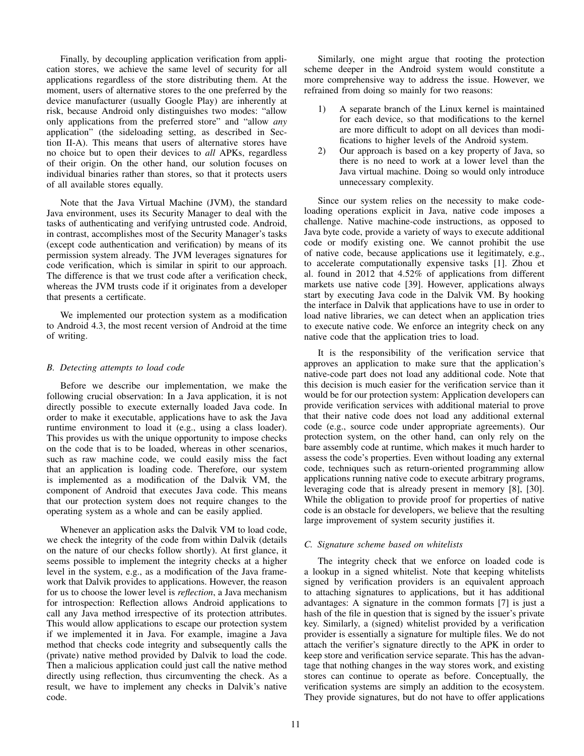Finally, by decoupling application verification from application stores, we achieve the same level of security for all applications regardless of the store distributing them. At the moment, users of alternative stores to the one preferred by the device manufacturer (usually Google Play) are inherently at risk, because Android only distinguishes two modes: "allow only applications from the preferred store" and "allow *any* application" (the sideloading setting, as described in Section II-A). This means that users of alternative stores have no choice but to open their devices to *all* APKs, regardless of their origin. On the other hand, our solution focuses on individual binaries rather than stores, so that it protects users of all available stores equally.

Note that the Java Virtual Machine (JVM), the standard Java environment, uses its Security Manager to deal with the tasks of authenticating and verifying untrusted code. Android, in contrast, accomplishes most of the Security Manager's tasks (except code authentication and verification) by means of its permission system already. The JVM leverages signatures for code verification, which is similar in spirit to our approach. The difference is that we trust code after a verification check, whereas the JVM trusts code if it originates from a developer that presents a certificate.

We implemented our protection system as a modification to Android 4.3, the most recent version of Android at the time of writing.

### B. Detecting attempts to load code

Before we describe our implementation, we make the following crucial observation: In a Java application, it is not directly possible to execute externally loaded Java code. In order to make it executable, applications have to ask the Java runtime environment to load it (e.g., using a class loader). This provides us with the unique opportunity to impose checks on the code that is to be loaded, whereas in other scenarios, such as raw machine code, we could easily miss the fact that an application is loading code. Therefore, our system is implemented as a modification of the Dalvik VM, the component of Android that executes Java code. This means that our protection system does not require changes to the operating system as a whole and can be easily applied.

Whenever an application asks the Dalvik VM to load code, we check the integrity of the code from within Dalvik (details on the nature of our checks follow shortly). At first glance, it seems possible to implement the integrity checks at a higher level in the system, e.g., as a modification of the Java framework that Dalvik provides to applications. However, the reason for us to choose the lower level is *reflection*, a Java mechanism for introspection: Reflection allows Android applications to call any Java method irrespective of its protection attributes. This would allow applications to escape our protection system if we implemented it in Java. For example, imagine a Java method that checks code integrity and subsequently calls the (private) native method provided by Dalvik to load the code. Then a malicious application could just call the native method directly using reflection, thus circumventing the check. As a result, we have to implement any checks in Dalvik's native code.

Similarly, one might argue that rooting the protection scheme deeper in the Android system would constitute a more comprehensive way to address the issue. However, we refrained from doing so mainly for two reasons:

1) A separate branch of the Linux kernel is maintained for each device, so that modifications to the kernel are more difficult to adopt on all devices than modifications to higher levels of the Android system.
2) Our approach is based on a key property of Java, so there is no need to work at a lower level than the Java virtual machine. Doing so would only introduce unnecessary complexity.

Since our system relies on the necessity to make code-loading operations explicit in Java, native code imposes a challenge. Native machine-code instructions, as opposed to Java byte code, provide a variety of ways to execute additional code or modify existing one. We cannot prohibit the use of native code, because applications use it legitimately, e.g., to accelerate computationally expensive tasks [1]. Zhou et al. found in 2012 that 4.52% of applications from different markets use native code [39]. However, applications always start by executing Java code in the Dalvik VM. By hooking the interface in Dalvik that applications have to use in order to load native libraries, we can detect when an application tries to execute native code. We enforce an integrity check on any native code that the application tries to load.

It is the responsibility of the verification service that approves an application to make sure that the application's native-code part does not load any additional code. Note that this decision is much easier for the verification service than it would be for our protection system: Application developers can provide verification services with additional material to prove that their native code does not load any additional external code (e.g., source code under appropriate agreements). Our protection system, on the other hand, can only rely on the bare assembly code at runtime, which makes it much harder to assess the code's properties. Even without loading any external code, techniques such as return-oriented programming allow applications running native code to execute arbitrary programs, leveraging code that is already present in memory [8], [30]. While the obligation to provide proof for properties of native code is an obstacle for developers, we believe that the resulting large improvement of system security justifies it.

### C. Signature scheme based on whitelists

The integrity check that we enforce on loaded code is a lookup in a signed whitelist. Note that keeping whitelists signed by verification providers is an equivalent approach to attaching signatures to applications, but it has additional advantages: A signature in the common formats [7] is just a hash of the file in question that is signed by the issuer's private key. Similarly, a (signed) whitelist provided by a verification provider is essentially a signature for multiple files. We do not attach the verifier's signature directly to the APK in order to keep store and verification service separate. This has the advantage that nothing changes in the way stores work, and existing stores can continue to operate as before. Conceptually, the verification systems are simply an addition to the ecosystem. They provide signatures, but do not have to offer applications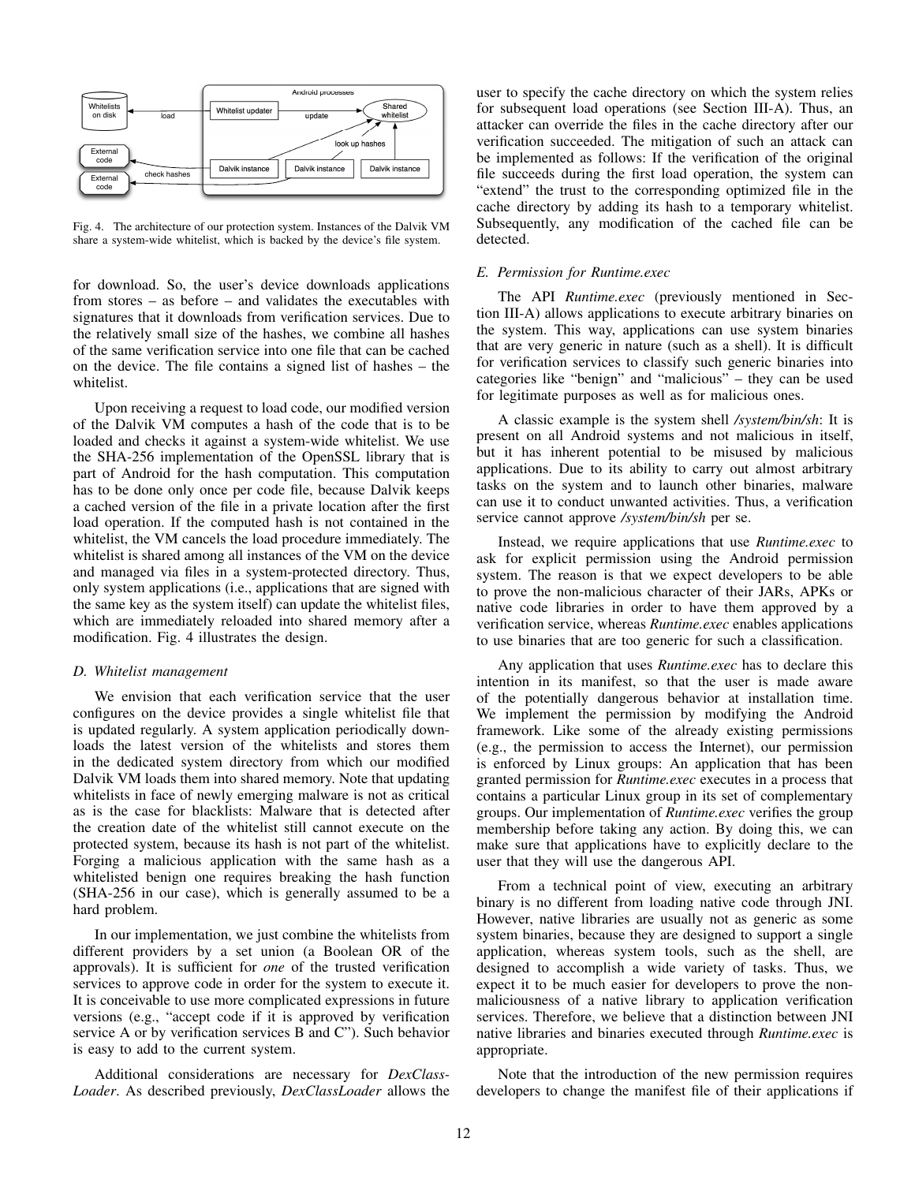Android processes

Whitelists on disk

load

Whitelist updater

update

Shared whitelist

External code

External code

check hashes

look up hashes

Dalvik instance

Dalvik instance

Dalvik instance

Fig. 4. The architecture of our protection system. Instances of the Dalvik VM share a system-wide whitelist, which is backed by the device's file system.

for download. So, the user's device downloads applications from stores – as before – and validates the executables with signatures that it downloads from verification services. Due to the relatively small size of the hashes, we combine all hashes of the same verification service into one file that can be cached on the device. The file contains a signed list of hashes – the whitelist.

Upon receiving a request to load code, our modified version of the Dalvik VM computes a hash of the code that is to be loaded and checks it against a system-wide whitelist. We use the SHA-256 implementation of the OpenSSL library that is part of Android for the hash computation. This computation has to be done only once per code file, because Dalvik keeps a cached version of the file in a private location after the first load operation. If the computed hash is not contained in the whitelist, the VM cancels the load procedure immediately. The whitelist is shared among all instances of the VM on the device and managed via files in a system-protected directory. Thus, only system applications (i.e., applications that are signed with the same key as the system itself) can update the whitelist files, which are immediately reloaded into shared memory after a modification. Fig. 4 illustrates the design.

### D. Whitelist management

We envision that each verification service that the user configures on the device provides a single whitelist file that is updated regularly. A system application periodically downloads the latest version of the whitelists and stores them in the dedicated system directory from which our modified Dalvik VM loads them into shared memory. Note that updating whitelists in face of newly emerging malware is not as critical as is the case for blacklists: Malware that is detected after the creation date of the whitelist still cannot execute on the protected system, because its hash is not part of the whitelist. Forging a malicious application with the same hash as a whitelisted benign one requires breaking the hash function (SHA-256 in our case), which is generally assumed to be a hard problem.

In our implementation, we just combine the whitelists from different providers by a set union (a Boolean OR of the approvals). It is sufficient for *one* of the trusted verification services to approve code in order for the system to execute it. It is conceivable to use more complicated expressions in future versions (e.g., "accept code if it is approved by verification service A or by verification services B and C"). Such behavior is easy to add to the current system.

Additional considerations are necessary for *DexClassLoader*. As described previously, *DexClassLoader* allows the user to specify the cache directory on which the system relies for subsequent load operations (see Section III-A). Thus, an attacker can override the files in the cache directory after our verification succeeded. The mitigation of such an attack can be implemented as follows: If the verification of the original file succeeds during the first load operation, the system can "extend" the trust to the corresponding optimized file in the cache directory by adding its hash to a temporary whitelist. Subsequently, any modification of the cached file can be detected.

### E. Permission for Runtime.exec

The API *Runtime.exec* (previously mentioned in Section III-A) allows applications to execute arbitrary binaries on the system. This way, applications can use system binaries that are very generic in nature (such as a shell). It is difficult for verification services to classify such generic binaries into categories like "benign" and "malicious" – they can be used for legitimate purposes as well as for malicious ones.

A classic example is the system shell */system/bin/sh*: It is present on all Android systems and not malicious in itself, but it has inherent potential to be misused by malicious applications. Due to its ability to carry out almost arbitrary tasks on the system and to launch other binaries, malware can use it to conduct unwanted activities. Thus, a verification service cannot approve */system/bin/sh* per se.

Instead, we require applications that use *Runtime.exec* to ask for explicit permission using the Android permission system. The reason is that we expect developers to be able to prove the non-malicious character of their JARs, APKs or native code libraries in order to have them approved by a verification service, whereas *Runtime.exec* enables applications to use binaries that are too generic for such a classification.

Any application that uses *Runtime.exec* has to declare this intention in its manifest, so that the user is made aware of the potentially dangerous behavior at installation time. We implement the permission by modifying the Android framework. Like some of the already existing permissions (e.g., the permission to access the Internet), our permission is enforced by Linux groups: An application that has been granted permission for *Runtime.exec* executes in a process that contains a particular Linux group in its set of complementary groups. Our implementation of *Runtime.exec* verifies the group membership before taking any action. By doing this, we can make sure that applications have to explicitly declare to the user that they will use the dangerous API.

From a technical point of view, executing an arbitrary binary is no different from loading native code through JNI. However, native libraries are usually not as generic as some system binaries, because they are designed to support a single application, whereas system tools, such as the shell, are designed to accomplish a wide variety of tasks. Thus, we expect it to be much easier for developers to prove the non-maliciousness of a native library to application verification services. Therefore, we believe that a distinction between JNI native libraries and binaries executed through *Runtime.exec* is appropriate.

Note that the introduction of the new permission requires developers to change the manifest file of their applications if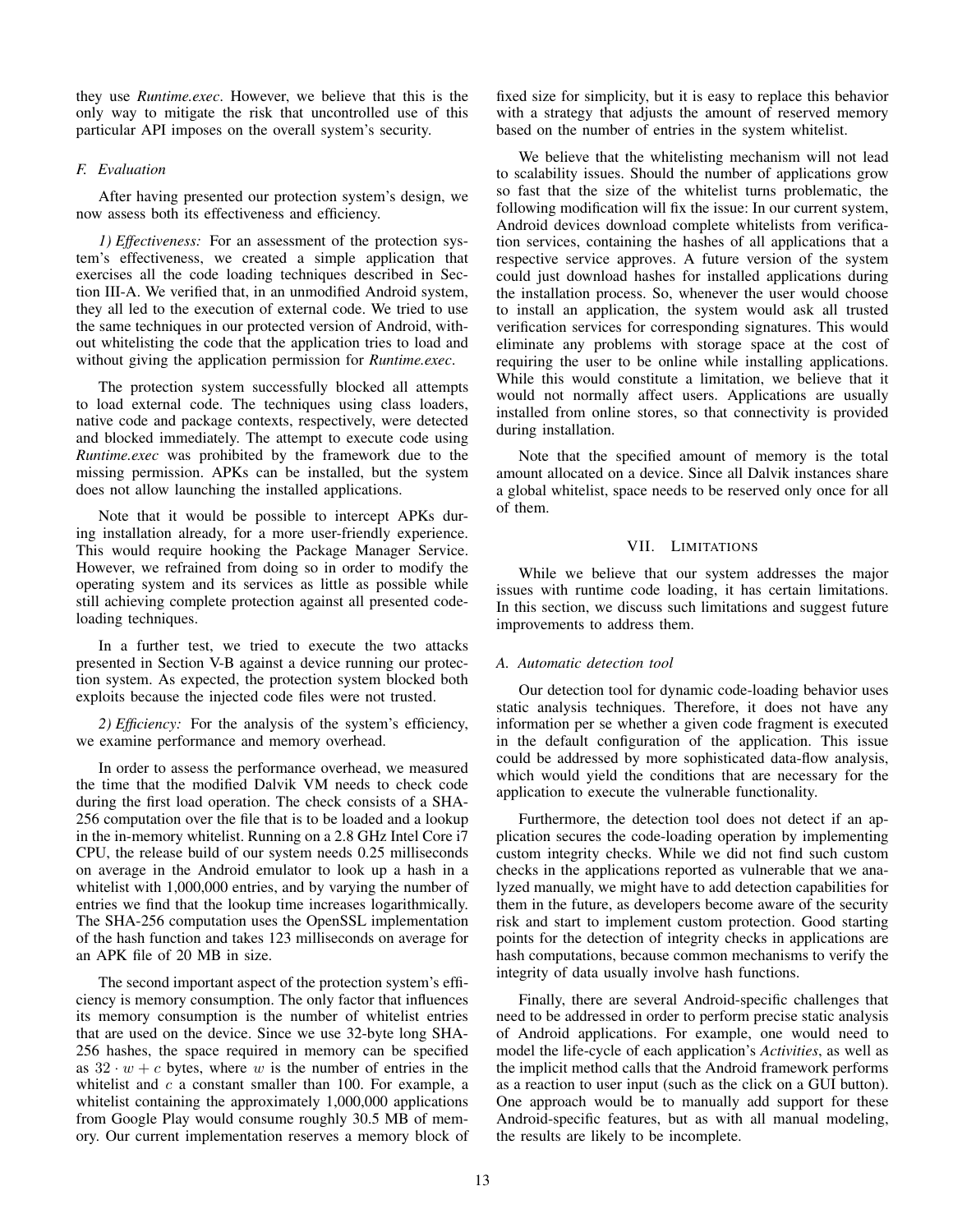they use *Runtime.exec*. However, we believe that this is the only way to mitigate the risk that uncontrolled use of this particular API imposes on the overall system's security.

### F. Evaluation

After having presented our protection system's design, we now assess both its effectiveness and efficiency.

*1) Effectiveness:* For an assessment of the protection system's effectiveness, we created a simple application that exercises all the code loading techniques described in Section III-A. We verified that, in an unmodified Android system, they all led to the execution of external code. We tried to use the same techniques in our protected version of Android, without whitelisting the code that the application tries to load and without giving the application permission for *Runtime.exec*.

The protection system successfully blocked all attempts to load external code. The techniques using class loaders, native code and package contexts, respectively, were detected and blocked immediately. The attempt to execute code using *Runtime.exec* was prohibited by the framework due to the missing permission. APKs can be installed, but the system does not allow launching the installed applications.

Note that it would be possible to intercept APKs during installation already, for a more user-friendly experience. This would require hooking the Package Manager Service. However, we refrained from doing so in order to modify the operating system and its services as little as possible while still achieving complete protection against all presented code-loading techniques.

In a further test, we tried to execute the two attacks presented in Section V-B against a device running our protection system. As expected, the protection system blocked both exploits because the injected code files were not trusted.

*2) Efficiency:* For the analysis of the system's efficiency, we examine performance and memory overhead.

In order to assess the performance overhead, we measured the time that the modified Dalvik VM needs to check code during the first load operation. The check consists of a SHA-256 computation over the file that is to be loaded and a lookup in the in-memory whitelist. Running on a 2.8 GHz Intel Core i7 CPU, the release build of our system needs 0.25 milliseconds on average in the Android emulator to look up a hash in a whitelist with 1,000,000 entries, and by varying the number of entries we find that the lookup time increases logarithmically. The SHA-256 computation uses the OpenSSL implementation of the hash function and takes 123 milliseconds on average for an APK file of 20 MB in size.

The second important aspect of the protection system's efficiency is memory consumption. The only factor that influences its memory consumption is the number of whitelist entries that are used on the device. Since we use 32-byte long SHA-256 hashes, the space required in memory can be specified as $32 \cdot w + c$ bytes, where $w$ is the number of entries in the whitelist and $c$ a constant smaller than 100. For example, a whitelist containing the approximately 1,000,000 applications from Google Play would consume roughly 30.5 MB of memory. Our current implementation reserves a memory block of fixed size for simplicity, but it is easy to replace this behavior with a strategy that adjusts the amount of reserved memory based on the number of entries in the system whitelist.

We believe that the whitelisting mechanism will not lead to scalability issues. Should the number of applications grow so fast that the size of the whitelist turns problematic, the following modification will fix the issue: In our current system, Android devices download complete whitelists from verification services, containing the hashes of all applications that a respective service approves. A future version of the system could just download hashes for installed applications during the installation process. So, whenever the user would choose to install an application, the system would ask all trusted verification services for corresponding signatures. This would eliminate any problems with storage space at the cost of requiring the user to be online while installing applications. While this would constitute a limitation, we believe that it would not normally affect users. Applications are usually installed from online stores, so that connectivity is provided during installation.

Note that the specified amount of memory is the total amount allocated on a device. Since all Dalvik instances share a global whitelist, space needs to be reserved only once for all of them.

## VII. Limitations

While we believe that our system addresses the major issues with runtime code loading, it has certain limitations. In this section, we discuss such limitations and suggest future improvements to address them.

### A. Automatic detection tool

Our detection tool for dynamic code-loading behavior uses static analysis techniques. Therefore, it does not have any information per se whether a given code fragment is executed in the default configuration of the application. This issue could be addressed by more sophisticated data-flow analysis, which would yield the conditions that are necessary for the application to execute the vulnerable functionality.

Furthermore, the detection tool does not detect if an application secures the code-loading operation by implementing custom integrity checks. While we did not find such custom checks in the applications reported as vulnerable that we analyzed manually, we might have to add detection capabilities for them in the future, as developers become aware of the security risk and start to implement custom protection. Good starting points for the detection of integrity checks in applications are hash computations, because common mechanisms to verify the integrity of data usually involve hash functions.

Finally, there are several Android-specific challenges that need to be addressed in order to perform precise static analysis of Android applications. For example, one would need to model the life-cycle of each application's *Activities*, as well as the implicit method calls that the Android framework performs as a reaction to user input (such as the click on a GUI button). One approach would be to manually add support for these Android-specific features, but as with all manual modeling, the results are likely to be incomplete.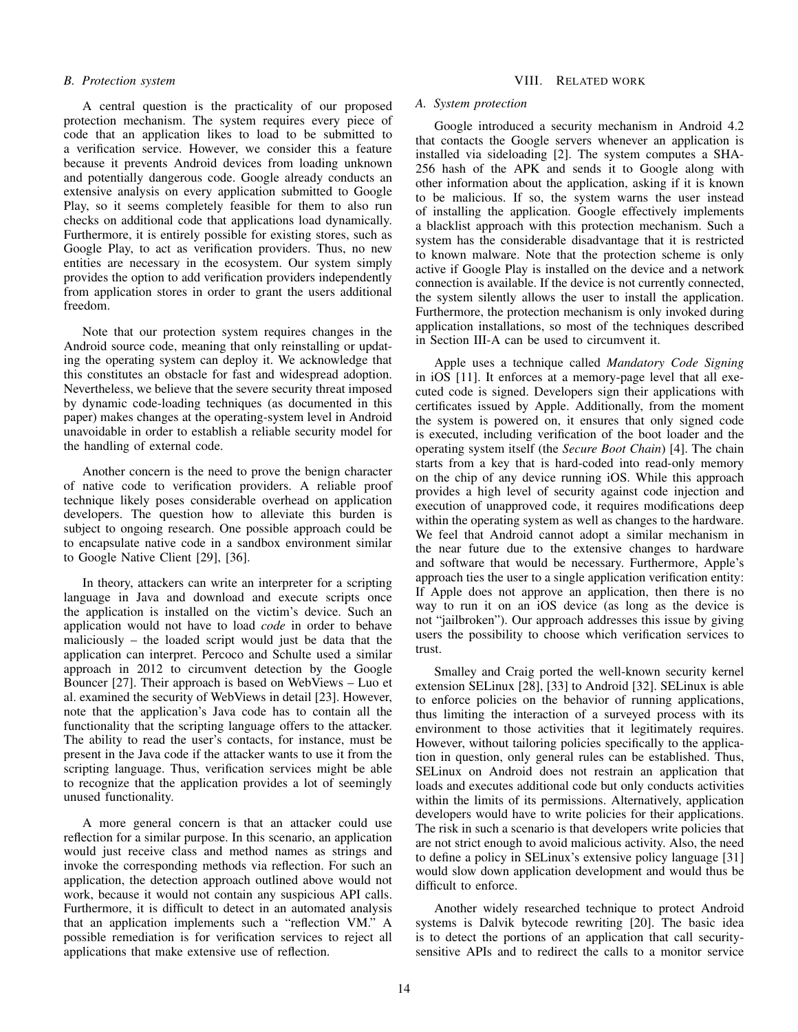### B. Protection system

A central question is the practicality of our proposed protection mechanism. The system requires every piece of code that an application likes to load to be submitted to a verification service. However, we consider this a feature because it prevents Android devices from loading unknown and potentially dangerous code. Google already conducts an extensive analysis on every application submitted to Google Play, so it seems completely feasible for them to also run checks on additional code that applications load dynamically. Furthermore, it is entirely possible for existing stores, such as Google Play, to act as verification providers. Thus, no new entities are necessary in the ecosystem. Our system simply provides the option to add verification providers independently from application stores in order to grant the users additional freedom.

Note that our protection system requires changes in the Android source code, meaning that only reinstalling or updating the operating system can deploy it. We acknowledge that this constitutes an obstacle for fast and widespread adoption. Nevertheless, we believe that the severe security threat imposed by dynamic code-loading techniques (as documented in this paper) makes changes at the operating-system level in Android unavoidable in order to establish a reliable security model for the handling of external code.

Another concern is the need to prove the benign character of native code to verification providers. A reliable proof technique likely poses considerable overhead on application developers. The question how to alleviate this burden is subject to ongoing research. One possible approach could be to encapsulate native code in a sandbox environment similar to Google Native Client [29], [36].

In theory, attackers can write an interpreter for a scripting language in Java and download and execute scripts once the application is installed on the victim's device. Such an application would not have to load *code* in order to behave maliciously – the loaded script would just be data that the application can interpret. Percoco and Schulte used a similar approach in 2012 to circumvent detection by the Google Bouncer [27]. Their approach is based on WebViews – Luo et al. examined the security of WebViews in detail [23]. However, note that the application's Java code has to contain all the functionality that the scripting language offers to the attacker. The ability to read the user's contacts, for instance, must be present in the Java code if the attacker wants to use it from the scripting language. Thus, verification services might be able to recognize that the application provides a lot of seemingly unused functionality.

A more general concern is that an attacker could use reflection for a similar purpose. In this scenario, an application would just receive class and method names as strings and invoke the corresponding methods via reflection. For such an application, the detection approach outlined above would not work, because it would not contain any suspicious API calls. Furthermore, it is difficult to detect in an automated analysis that an application implements such a "reflection VM." A possible remediation is for verification services to reject all applications that make extensive use of reflection.

## VIII. Related work

### A. System protection

Google introduced a security mechanism in Android 4.2 that contacts the Google servers whenever an application is installed via sideloading [2]. The system computes a SHA-256 hash of the APK and sends it to Google along with other information about the application, asking if it is known to be malicious. If so, the system warns the user instead of installing the application. Google effectively implements a blacklist approach with this protection mechanism. Such a system has the considerable disadvantage that it is restricted to known malware. Note that the protection scheme is only active if Google Play is installed on the device and a network connection is available. If the device is not currently connected, the system silently allows the user to install the application. Furthermore, the protection mechanism is only invoked during application installations, so most of the techniques described in Section III-A can be used to circumvent it.

Apple uses a technique called *Mandatory Code Signing* in iOS [11]. It enforces at a memory-page level that all executed code is signed. Developers sign their applications with certificates issued by Apple. Additionally, from the moment the system is powered on, it ensures that only signed code is executed, including verification of the boot loader and the operating system itself (the *Secure Boot Chain*) [4]. The chain starts from a key that is hard-coded into read-only memory on the chip of any device running iOS. While this approach provides a high level of security against code injection and execution of unapproved code, it requires modifications deep within the operating system as well as changes to the hardware. We feel that Android cannot adopt a similar mechanism in the near future due to the extensive changes to hardware and software that would be necessary. Furthermore, Apple's approach ties the user to a single application verification entity: If Apple does not approve an application, then there is no way to run it on an iOS device (as long as the device is not "jailbroken"). Our approach addresses this issue by giving users the possibility to choose which verification services to trust.

Smalley and Craig ported the well-known security kernel extension SELinux [28], [33] to Android [32]. SELinux is able to enforce policies on the behavior of running applications, thus limiting the interaction of a surveyed process with its environment to those activities that it legitimately requires. However, without tailoring policies specifically to the application in question, only general rules can be established. Thus, SELinux on Android does not restrain an application that loads and executes additional code but only conducts activities within the limits of its permissions. Alternatively, application developers would have to write policies for their applications. The risk in such a scenario is that developers write policies that are not strict enough to avoid malicious activity. Also, the need to define a policy in SELinux's extensive policy language [31] would slow down application development and would thus be difficult to enforce.

Another widely researched technique to protect Android systems is Dalvik bytecode rewriting [20]. The basic idea is to detect the portions of an application that call security-sensitive APIs and to redirect the calls to a monitor service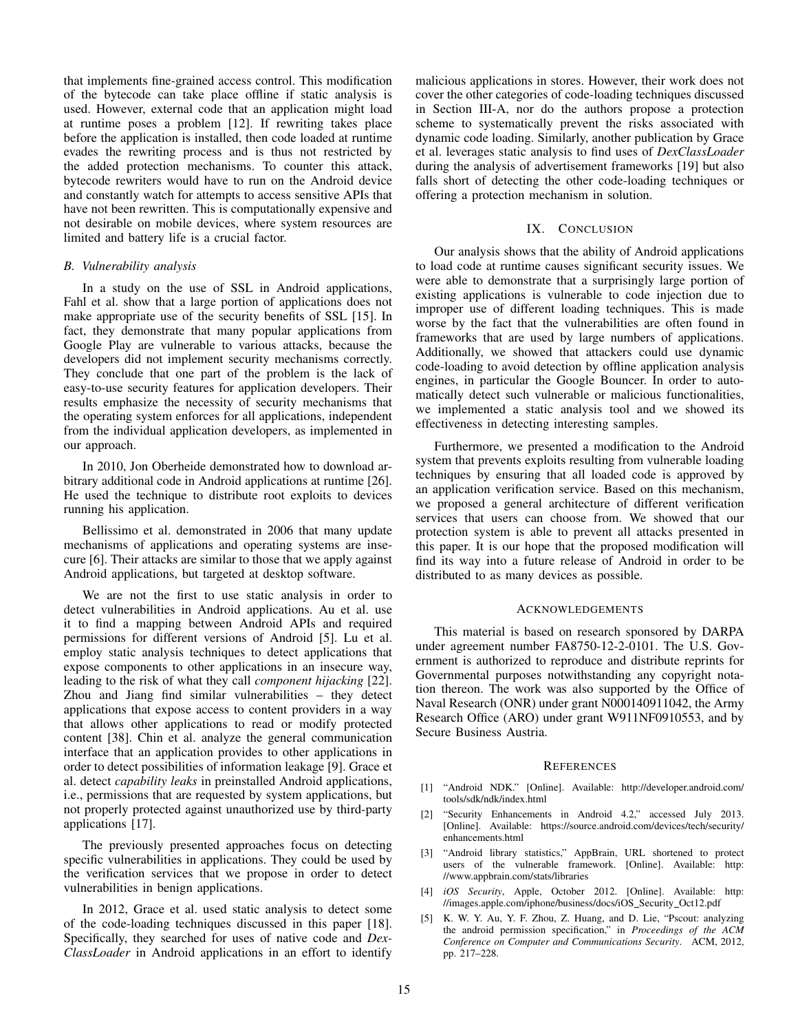that implements fine-grained access control. This modification of the bytecode can take place offline if static analysis is used. However, external code that an application might load at runtime poses a problem [12]. If rewriting takes place before the application is installed, then code loaded at runtime evades the rewriting process and is thus not restricted by the added protection mechanisms. To counter this attack, bytecode rewriters would have to run on the Android device and constantly watch for attempts to access sensitive APIs that have not been rewritten. This is computationally expensive and not desirable on mobile devices, where system resources are limited and battery life is a crucial factor.

### *B. Vulnerability analysis*

In a study on the use of SSL in Android applications, Fahl et al. show that a large portion of applications does not make appropriate use of the security benefits of SSL [15]. In fact, they demonstrate that many popular applications from Google Play are vulnerable to various attacks, because the developers did not implement security mechanisms correctly. They conclude that one part of the problem is the lack of easy-to-use security features for application developers. Their results emphasize the necessity of security mechanisms that the operating system enforces for all applications, independent from the individual application developers, as implemented in our approach.

In 2010, Jon Oberheide demonstrated how to download arbitrary additional code in Android applications at runtime [26]. He used the technique to distribute root exploits to devices running his application.

Bellissimo et al. demonstrated in 2006 that many update mechanisms of applications and operating systems are insecure [6]. Their attacks are similar to those that we apply against Android applications, but targeted at desktop software.

We are not the first to use static analysis in order to detect vulnerabilities in Android applications. Au et al. use it to find a mapping between Android APIs and required permissions for different versions of Android [5]. Lu et al. employ static analysis techniques to detect applications that expose components to other applications in an insecure way, leading to the risk of what they call *component hijacking* [22]. Zhou and Jiang find similar vulnerabilities – they detect applications that expose access to content providers in a way that allows other applications to read or modify protected content [38]. Chin et al. analyze the general communication interface that an application provides to other applications in order to detect possibilities of information leakage [9]. Grace et al. detect *capability leaks* in preinstalled Android applications, i.e., permissions that are requested by system applications, but not properly protected against unauthorized use by third-party applications [17].

The previously presented approaches focus on detecting specific vulnerabilities in applications. They could be used by the verification services that we propose in order to detect vulnerabilities in benign applications.

In 2012, Grace et al. used static analysis to detect some of the code-loading techniques discussed in this paper [18]. Specifically, they searched for uses of native code and *DexClassLoader* in Android applications in an effort to identify malicious applications in stores. However, their work does not cover the other categories of code-loading techniques discussed in Section III-A, nor do the authors propose a protection scheme to systematically prevent the risks associated with dynamic code loading. Similarly, another publication by Grace et al. leverages static analysis to find uses of *DexClassLoader* during the analysis of advertisement frameworks [19] but also falls short of detecting the other code-loading techniques or offering a protection mechanism in solution.

## IX. Conclusion

Our analysis shows that the ability of Android applications to load code at runtime causes significant security issues. We were able to demonstrate that a surprisingly large portion of existing applications is vulnerable to code injection due to improper use of different loading techniques. This is made worse by the fact that the vulnerabilities are often found in frameworks that are used by large numbers of applications. Additionally, we showed that attackers could use dynamic code-loading to avoid detection by offline application analysis engines, in particular the Google Bouncer. In order to automatically detect such vulnerable or malicious functionalities, we implemented a static analysis tool and we showed its effectiveness in detecting interesting samples.

Furthermore, we presented a modification to the Android system that prevents exploits resulting from vulnerable loading techniques by ensuring that all loaded code is approved by an application verification service. Based on this mechanism, we proposed a general architecture of different verification services that users can choose from. We showed that our protection system is able to prevent all attacks presented in this paper. It is our hope that the proposed modification will find its way into a future release of Android in order to be distributed to as many devices as possible.

## Acknowledgements

This material is based on research sponsored by DARPA under agreement number FA8750-12-2-0101. The U.S. Government is authorized to reproduce and distribute reprints for Governmental purposes notwithstanding any copyright notation thereon. The work was also supported by the Office of Naval Research (ONR) under grant N000140911042, the Army Research Office (ARO) under grant W911NF0910553, and by Secure Business Austria.

## References

[1] "Android NDK." [Online]. Available: http://developer.android.com/tools/sdk/ndk/index.html

[2] "Security Enhancements in Android 4.2," accessed July 2013. [Online]. Available: https://source.android.com/devices/tech/security/enhancements.html

[3] "Android library statistics," AppBrain, URL shortened to protect users of the vulnerable framework. [Online]. Available: http://www.appbrain.com/stats/libraries

[4] *iOS Security*, Apple, October 2012. [Online]. Available: http://images.apple.com/iphone/business/docs/iOS_Security_Oct12.pdf

[5] K. W. Y. Au, Y. F. Zhou, Z. Huang, and D. Lie, "Pscout: analyzing the android permission specification," in *Proceedings of the ACM Conference on Computer and Communications Security*. ACM, 2012, pp. 217–228.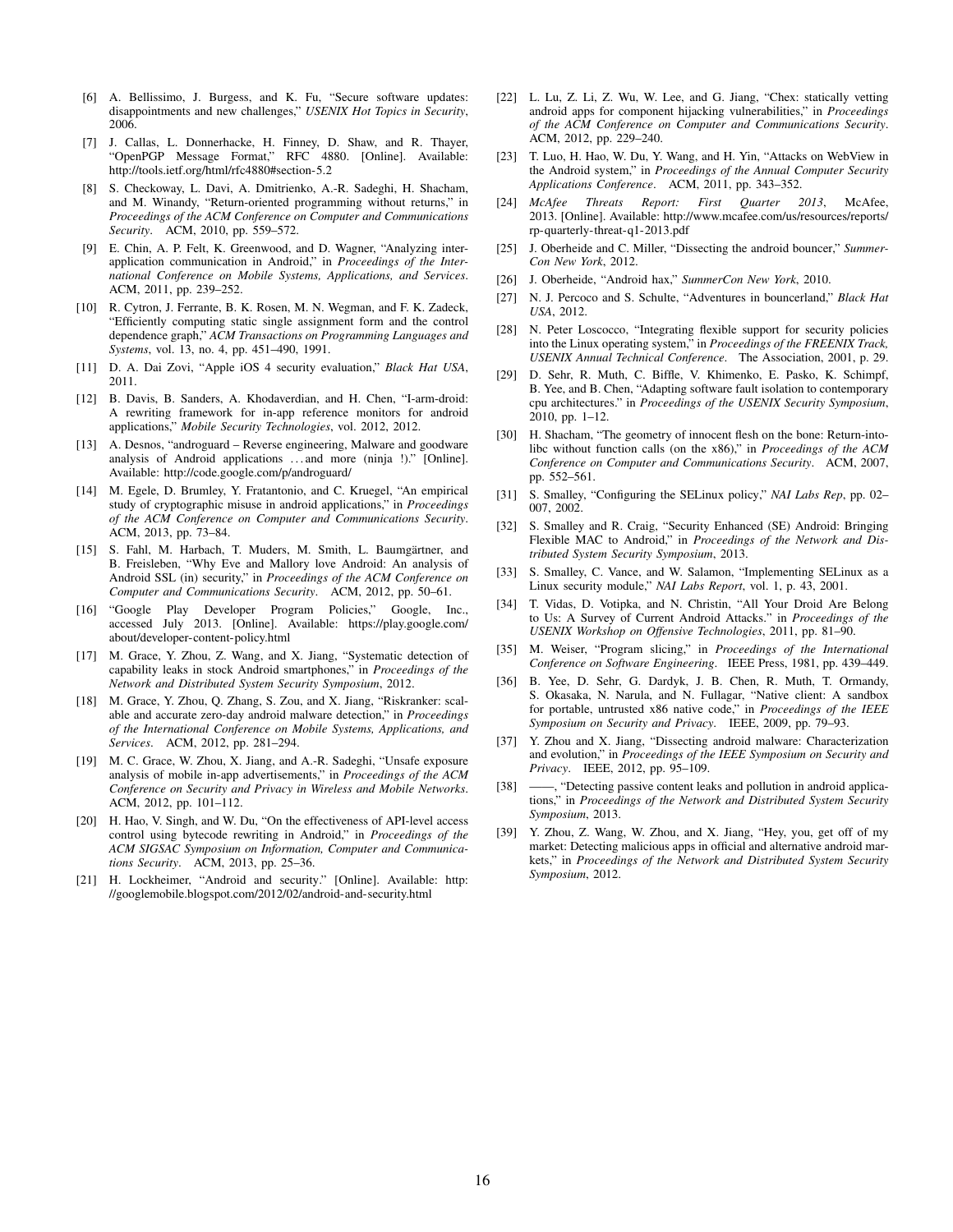[6] A. Bellissimo, J. Burgess, and K. Fu, "Secure software updates: disappointments and new challenges," *USENIX Hot Topics in Security*, 2006.

[7] J. Callas, L. Donnerhacke, H. Finney, D. Shaw, and R. Thayer, "OpenPGP Message Format," RFC 4880. [Online]. Available: http://tools.ietf.org/html/rfc4880#section-5.2

[8] S. Checkoway, L. Davi, A. Dmitrienko, A.-R. Sadeghi, H. Shacham, and M. Winandy, "Return-oriented programming without returns," in *Proceedings of the ACM Conference on Computer and Communications Security*. ACM, 2010, pp. 559–572.

[9] E. Chin, A. P. Felt, K. Greenwood, and D. Wagner, "Analyzing inter-application communication in Android," in *Proceedings of the International Conference on Mobile Systems, Applications, and Services*. ACM, 2011, pp. 239–252.

[10] R. Cytron, J. Ferrante, B. K. Rosen, M. N. Wegman, and F. K. Zadeck, "Efficiently computing static single assignment form and the control dependence graph," *ACM Transactions on Programming Languages and Systems*, vol. 13, no. 4, pp. 451–490, 1991.

[11] D. A. Dai Zovi, "Apple iOS 4 security evaluation," *Black Hat USA*, 2011.

[12] B. Davis, B. Sanders, A. Khodaverdian, and H. Chen, "I-arm-droid: A rewriting framework for in-app reference monitors for android applications," *Mobile Security Technologies*, vol. 2012, 2012.

[13] A. Desnos, "androguard – Reverse engineering, Malware and goodware analysis of Android applications …and more (ninja !)." [Online]. Available: http://code.google.com/p/androguard/

[14] M. Egele, D. Brumley, Y. Fratantonio, and C. Kruegel, "An empirical study of cryptographic misuse in android applications," in *Proceedings of the ACM Conference on Computer and Communications Security*. ACM, 2013, pp. 73–84.

[15] S. Fahl, M. Harbach, T. Muders, M. Smith, L. Baumgärtner, and B. Freisleben, "Why Eve and Mallory love Android: An analysis of Android SSL (in) security," in *Proceedings of the ACM Conference on Computer and Communications Security*. ACM, 2012, pp. 50–61.

[16] "Google Play Developer Program Policies," Google, Inc., accessed July 2013. [Online]. Available: https://play.google.com/about/developer-content-policy.html

[17] M. Grace, Y. Zhou, Z. Wang, and X. Jiang, "Systematic detection of capability leaks in stock Android smartphones," in *Proceedings of the Network and Distributed System Security Symposium*, 2012.

[18] M. Grace, Y. Zhou, Q. Zhang, S. Zou, and X. Jiang, "Riskranker: scalable and accurate zero-day android malware detection," in *Proceedings of the International Conference on Mobile Systems, Applications, and Services*. ACM, 2012, pp. 281–294.

[19] M. C. Grace, W. Zhou, X. Jiang, and A.-R. Sadeghi, "Unsafe exposure analysis of mobile in-app advertisements," in *Proceedings of the ACM Conference on Security and Privacy in Wireless and Mobile Networks*. ACM, 2012, pp. 101–112.

[20] H. Hao, V. Singh, and W. Du, "On the effectiveness of API-level access control using bytecode rewriting in Android," in *Proceedings of the ACM SIGSAC Symposium on Information, Computer and Communications Security*. ACM, 2013, pp. 25–36.

[21] H. Lockheimer, "Android and security." [Online]. Available: http://googlemobile.blogspot.com/2012/02/android-and-security.html

[22] L. Lu, Z. Li, Z. Wu, W. Lee, and G. Jiang, "Chex: statically vetting android apps for component hijacking vulnerabilities," in *Proceedings of the ACM Conference on Computer and Communications Security*. ACM, 2012, pp. 229–240.

[23] T. Luo, H. Hao, W. Du, Y. Wang, and H. Yin, "Attacks on WebView in the Android system," in *Proceedings of the Annual Computer Security Applications Conference*. ACM, 2011, pp. 343–352.

[24] *McAfee Threats Report: First Quarter 2013*, McAfee, 2013. [Online]. Available: http://www.mcafee.com/us/resources/reports/rp-quarterly-threat-q1-2013.pdf

[25] J. Oberheide and C. Miller, "Dissecting the android bouncer," *SummerCon New York*, 2012.

[26] J. Oberheide, "Android hax," *SummerCon New York*, 2010.

[27] N. J. Percoco and S. Schulte, "Adventures in bouncerland," *Black Hat USA*, 2012.

[28] N. Peter Loscocco, "Integrating flexible support for security policies into the Linux operating system," in *Proceedings of the FREENIX Track, USENIX Annual Technical Conference*. The Association, 2001, p. 29.

[29] D. Sehr, R. Muth, C. Biffle, V. Khimenko, E. Pasko, K. Schimpf, B. Yee, and B. Chen, "Adapting software fault isolation to contemporary cpu architectures." in *Proceedings of the USENIX Security Symposium*, 2010, pp. 1–12.

[30] H. Shacham, "The geometry of innocent flesh on the bone: Return-into-libc without function calls (on the x86)," in *Proceedings of the ACM Conference on Computer and Communications Security*. ACM, 2007, pp. 552–561.

[31] S. Smalley, "Configuring the SELinux policy," *NAI Labs Rep*, pp. 02–007, 2002.

[32] S. Smalley and R. Craig, "Security Enhanced (SE) Android: Bringing Flexible MAC to Android," in *Proceedings of the Network and Distributed System Security Symposium*, 2013.

[33] S. Smalley, C. Vance, and W. Salamon, "Implementing SELinux as a Linux security module," *NAI Labs Report*, vol. 1, p. 43, 2001.

[34] T. Vidas, D. Votipka, and N. Christin, "All Your Droid Are Belong to Us: A Survey of Current Android Attacks." in *Proceedings of the USENIX Workshop on Offensive Technologies*, 2011, pp. 81–90.

[35] M. Weiser, "Program slicing," in *Proceedings of the International Conference on Software Engineering*. IEEE Press, 1981, pp. 439–449.

[36] B. Yee, D. Sehr, G. Dardyk, J. B. Chen, R. Muth, T. Ormandy, S. Okasaka, N. Narula, and N. Fullagar, "Native client: A sandbox for portable, untrusted x86 native code," in *Proceedings of the IEEE Symposium on Security and Privacy*. IEEE, 2009, pp. 79–93.

[37] Y. Zhou and X. Jiang, "Dissecting android malware: Characterization and evolution," in *Proceedings of the IEEE Symposium on Security and Privacy*. IEEE, 2012, pp. 95–109.

[38] ——, "Detecting passive content leaks and pollution in android applications," in *Proceedings of the Network and Distributed System Security Symposium*, 2013.

[39] Y. Zhou, Z. Wang, W. Zhou, and X. Jiang, "Hey, you, get off of my market: Detecting malicious apps in official and alternative android markets," in *Proceedings of the Network and Distributed System Security Symposium*, 2012.